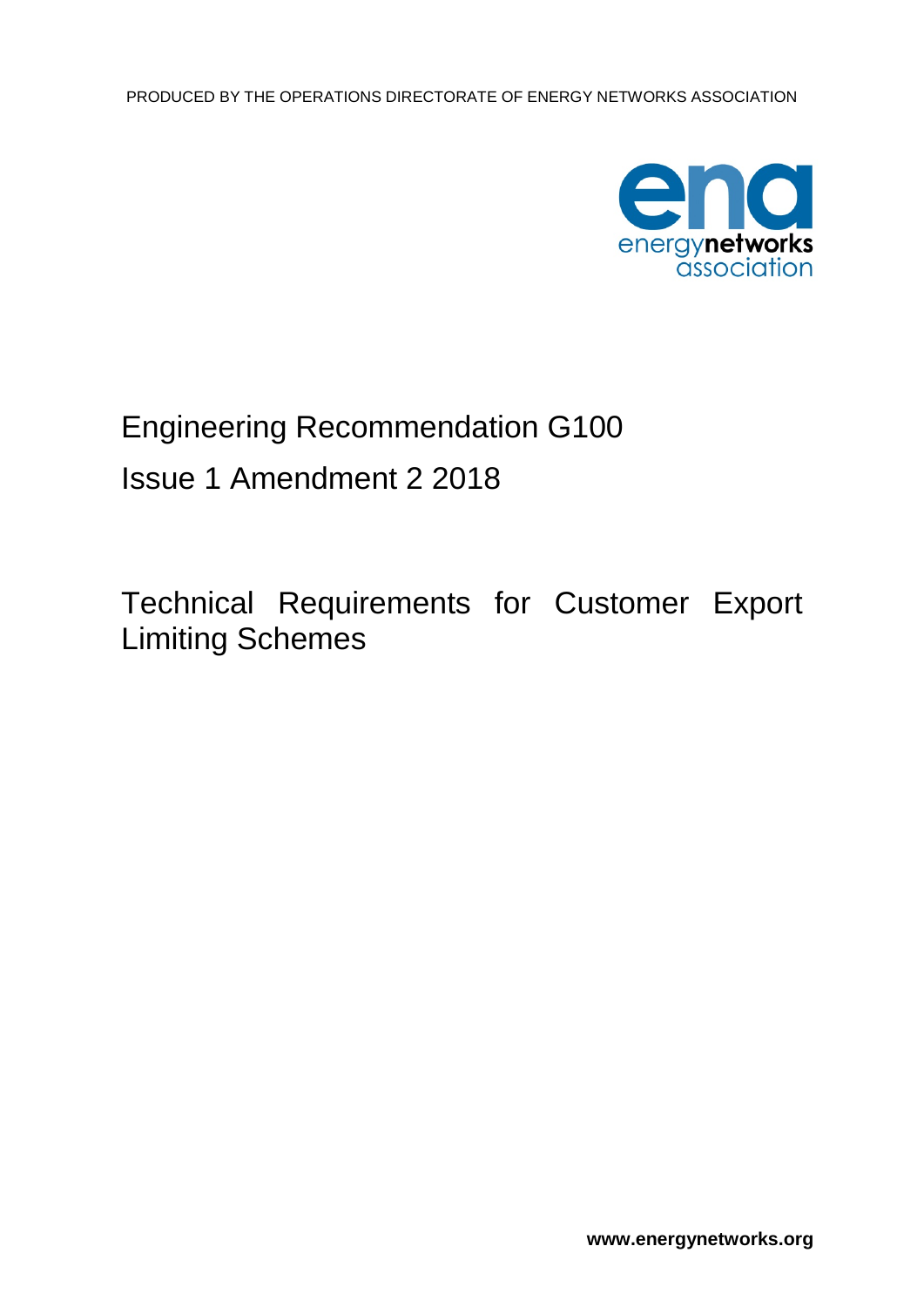PRODUCED BY THE OPERATIONS DIRECTORATE OF ENERGY NETWORKS ASSOCIATION

energynetworks association

# Engineering Recommendation G100

## Issue 1 Amendment 2 2018

## Technical Requirements for Customer Export Limiting Schemes

www.energynetworks.org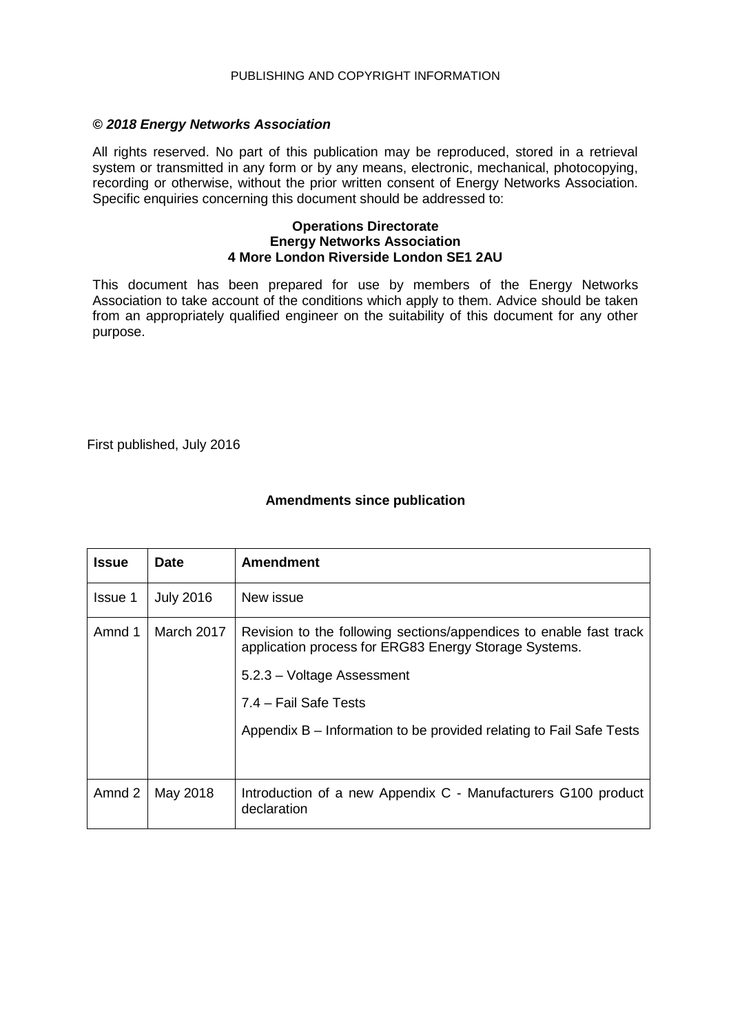PUBLISHING AND COPYRIGHT INFORMATION

***© 2018 Energy Networks Association***

All rights reserved. No part of this publication may be reproduced, stored in a retrieval system or transmitted in any form or by any means, electronic, mechanical, photocopying, recording or otherwise, without the prior written consent of Energy Networks Association. Specific enquiries concerning this document should be addressed to:

**Operations Directorate**
**Energy Networks Association**
**4 More London Riverside London SE1 2AU**

This document has been prepared for use by members of the Energy Networks Association to take account of the conditions which apply to them. Advice should be taken from an appropriately qualified engineer on the suitability of this document for any other purpose.

First published, July 2016

**Amendments since publication**

| **Issue** | **Date** | **Amendment** |
|---|---|---|
| Issue 1 | July 2016 | New issue |
| Amnd 1 | March 2017 | Revision to the following sections/appendices to enable fast track application process for ERG83 Energy Storage Systems.<br><br>5.2.3 – Voltage Assessment<br><br>7.4 – Fail Safe Tests<br><br>Appendix B – Information to be provided relating to Fail Safe Tests |
| Amnd 2 | May 2018 | Introduction of a new Appendix C - Manufacturers G100 product declaration |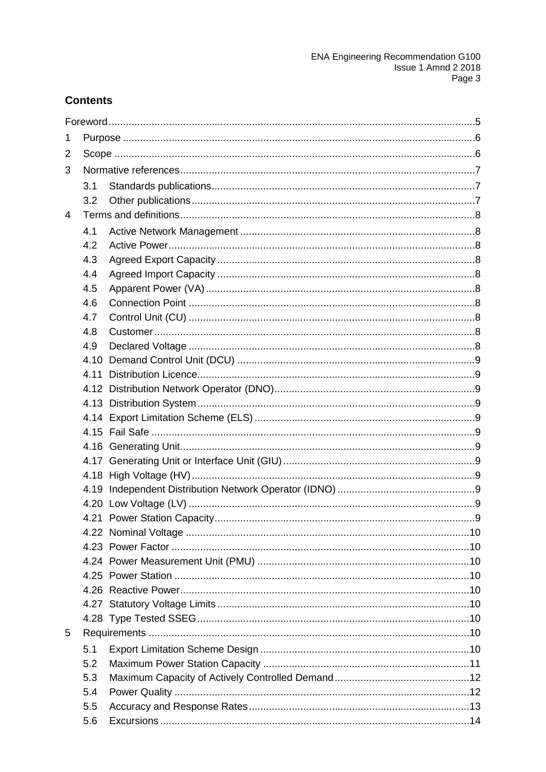## Contents

Foreword ........................................................................................................................ 5

1 Purpose ........................................................................................................................ 6

2 Scope ........................................................................................................................ 6

3 Normative references ........................................................................................................ 7

3.1 Standards publications ........................................................................................ 7

3.2 Other publications ........................................................................................ 7

4 Terms and definitions ........................................................................................................ 8

4.1 Active Network Management ........................................................................................ 8

4.2 Active Power ........................................................................................ 8

4.3 Agreed Export Capacity ........................................................................................ 8

4.4 Agreed Import Capacity ........................................................................................ 8

4.5 Apparent Power (VA) ........................................................................................ 8

4.6 Connection Point ........................................................................................ 8

4.7 Control Unit (CU) ........................................................................................ 8

4.8 Customer ........................................................................................ 8

4.9 Declared Voltage ........................................................................................ 8

4.10 Demand Control Unit (DCU) ........................................................................................ 9

4.11 Distribution Licence ........................................................................................ 9

4.12 Distribution Network Operator (DNO) ........................................................................................ 9

4.13 Distribution System ........................................................................................ 9

4.14 Export Limitation Scheme (ELS) ........................................................................................ 9

4.15 Fail Safe ........................................................................................ 9

4.16 Generating Unit ........................................................................................ 9

4.17 Generating Unit or Interface Unit (GIU) ........................................................................................ 9

4.18 High Voltage (HV) ........................................................................................ 9

4.19 Independent Distribution Network Operator (IDNO) ........................................................................................ 9

4.20 Low Voltage (LV) ........................................................................................ 9

4.21 Power Station Capacity ........................................................................................ 9

4.22 Nominal Voltage ........................................................................................ 10

4.23 Power Factor ........................................................................................ 10

4.24 Power Measurement Unit (PMU) ........................................................................................ 10

4.25 Power Station ........................................................................................ 10

4.26 Reactive Power ........................................................................................ 10

4.27 Statutory Voltage Limits ........................................................................................ 10

4.28 Type Tested SSEG ........................................................................................ 10

5 Requirements ........................................................................................................ 10

5.1 Export Limitation Scheme Design ........................................................................................ 10

5.2 Maximum Power Station Capacity ........................................................................................ 11

5.3 Maximum Capacity of Actively Controlled Demand ........................................................................................ 12

5.4 Power Quality ........................................................................................ 12

5.5 Accuracy and Response Rates ........................................................................................ 13

5.6 Excursions ........................................................................................ 14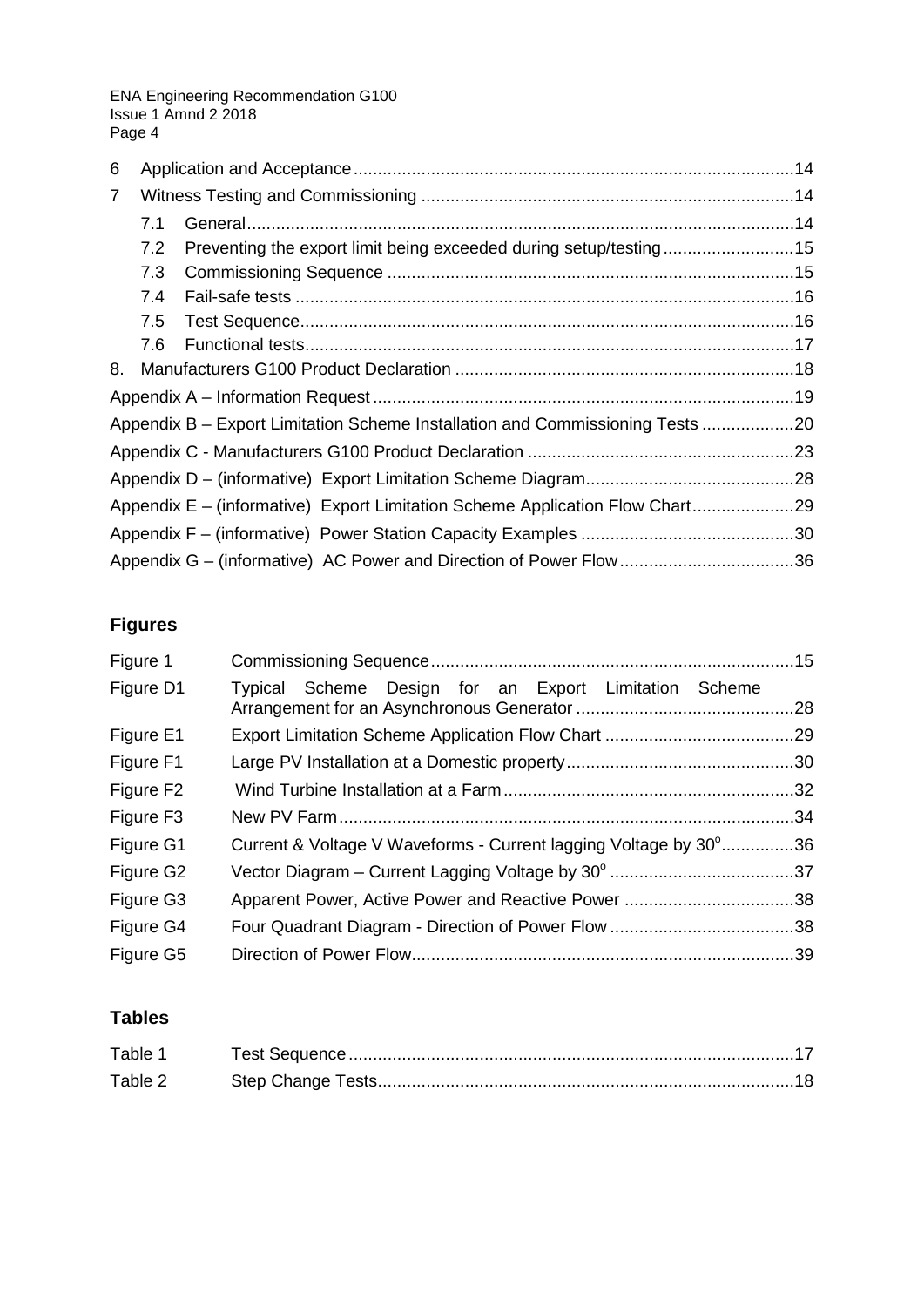6 Application and Acceptance ..........14

7 Witness Testing and Commissioning ..........14

- 7.1 General ..........14
- 7.2 Preventing the export limit being exceeded during setup/testing ..........15
- 7.3 Commissioning Sequence ..........15
- 7.4 Fail-safe tests ..........16
- 7.5 Test Sequence ..........16
- 7.6 Functional tests ..........17

8. Manufacturers G100 Product Declaration ..........18

Appendix A – Information Request ..........19

Appendix B – Export Limitation Scheme Installation and Commissioning Tests ..........20

Appendix C - Manufacturers G100 Product Declaration ..........23

Appendix D – (informative) Export Limitation Scheme Diagram ..........28

Appendix E – (informative) Export Limitation Scheme Application Flow Chart ..........29

Appendix F – (informative) Power Station Capacity Examples ..........30

Appendix G – (informative) AC Power and Direction of Power Flow ..........36

## Figures

| | | |
|---|---|---|
| Figure 1 | Commissioning Sequence | 15 |
| Figure D1 | Typical Scheme Design for an Export Limitation Scheme Arrangement for an Asynchronous Generator | 28 |
| Figure E1 | Export Limitation Scheme Application Flow Chart | 29 |
| Figure F1 | Large PV Installation at a Domestic property | 30 |
| Figure F2 | Wind Turbine Installation at a Farm | 32 |
| Figure F3 | New PV Farm | 34 |
| Figure G1 | Current & Voltage V Waveforms - Current lagging Voltage by $30^{o}$ | 36 |
| Figure G2 | Vector Diagram – Current Lagging Voltage by $30^{o}$ | 37 |
| Figure G3 | Apparent Power, Active Power and Reactive Power | 38 |
| Figure G4 | Four Quadrant Diagram - Direction of Power Flow | 38 |
| Figure G5 | Direction of Power Flow | 39 |

## Tables

| | | |
|---|---|---|
| Table 1 | Test Sequence | 17 |
| Table 2 | Step Change Tests | 18 |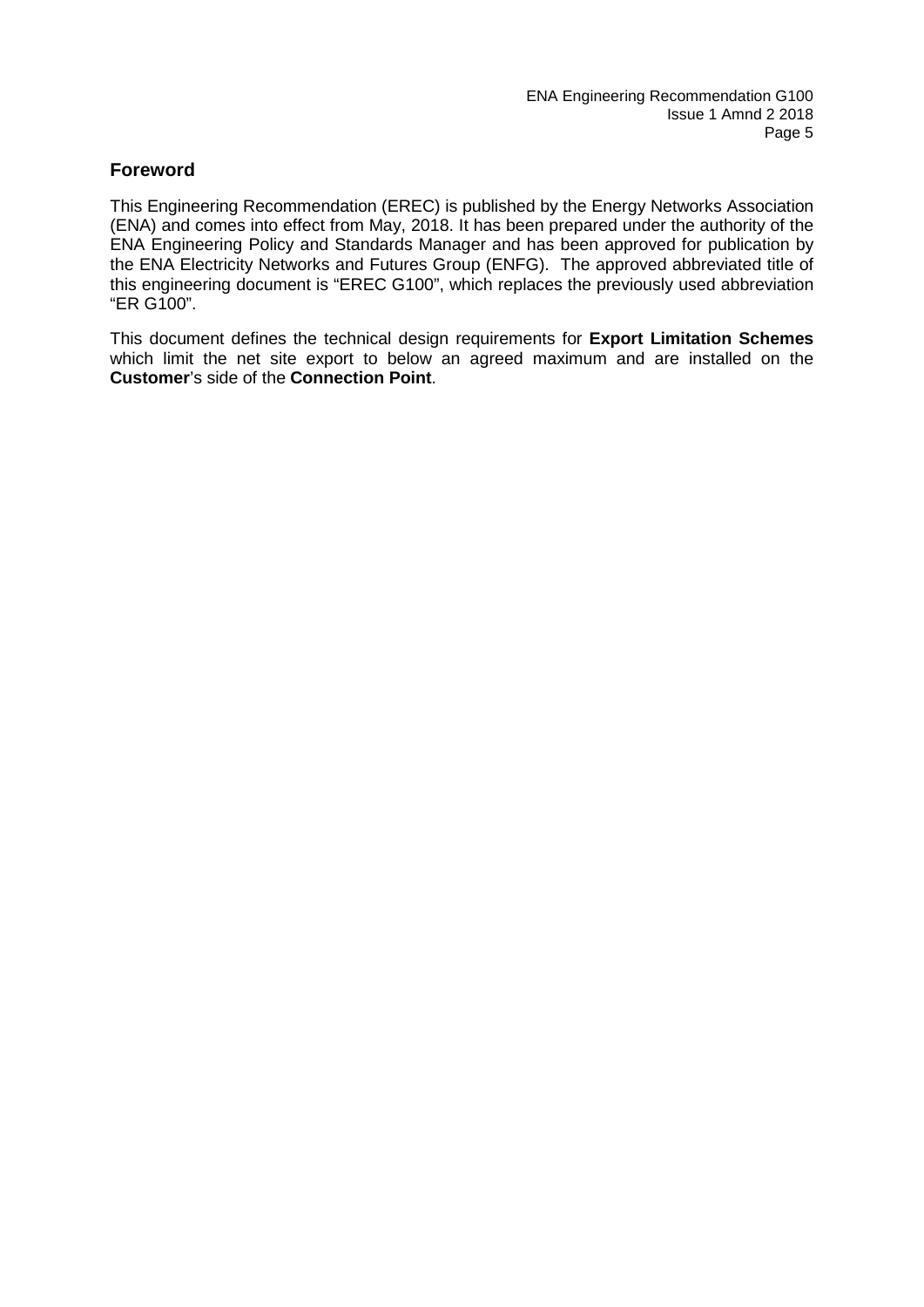## Foreword

This Engineering Recommendation (EREC) is published by the Energy Networks Association (ENA) and comes into effect from May, 2018. It has been prepared under the authority of the ENA Engineering Policy and Standards Manager and has been approved for publication by the ENA Electricity Networks and Futures Group (ENFG). The approved abbreviated title of this engineering document is "EREC G100", which replaces the previously used abbreviation "ER G100".

This document defines the technical design requirements for **Export Limitation Schemes** which limit the net site export to below an agreed maximum and are installed on the **Customer**'s side of the **Connection Point**.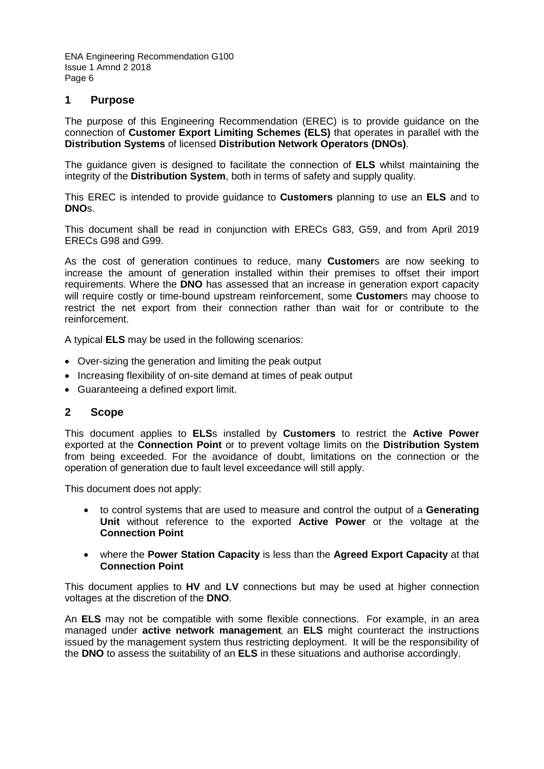## 1 Purpose

The purpose of this Engineering Recommendation (EREC) is to provide guidance on the connection of **Customer Export Limiting Schemes (ELS)** that operates in parallel with the **Distribution Systems** of licensed **Distribution Network Operators (DNOs)**.

The guidance given is designed to facilitate the connection of **ELS** whilst maintaining the integrity of the **Distribution System**, both in terms of safety and supply quality.

This EREC is intended to provide guidance to **Customers** planning to use an **ELS** and to **DNO**s.

This document shall be read in conjunction with ERECs G83, G59, and from April 2019 ERECs G98 and G99.

As the cost of generation continues to reduce, many **Customer**s are now seeking to increase the amount of generation installed within their premises to offset their import requirements. Where the **DNO** has assessed that an increase in generation export capacity will require costly or time-bound upstream reinforcement, some **Customer**s may choose to restrict the net export from their connection rather than wait for or contribute to the reinforcement.

A typical **ELS** may be used in the following scenarios:

- Over-sizing the generation and limiting the peak output
- Increasing flexibility of on-site demand at times of peak output
- Guaranteeing a defined export limit.

## 2 Scope

This document applies to **ELS**s installed by **Customers** to restrict the **Active Power** exported at the **Connection Point** or to prevent voltage limits on the **Distribution System** from being exceeded. For the avoidance of doubt, limitations on the connection or the operation of generation due to fault level exceedance will still apply.

This document does not apply:

- to control systems that are used to measure and control the output of a **Generating Unit** without reference to the exported **Active Power** or the voltage at the **Connection Point**
- where the **Power Station Capacity** is less than the **Agreed Export Capacity** at that **Connection Point**

This document applies to **HV** and **LV** connections but may be used at higher connection voltages at the discretion of the **DNO**.

An **ELS** may not be compatible with some flexible connections. For example, in an area managed under **active network management**, an **ELS** might counteract the instructions issued by the management system thus restricting deployment. It will be the responsibility of the **DNO** to assess the suitability of an **ELS** in these situations and authorise accordingly.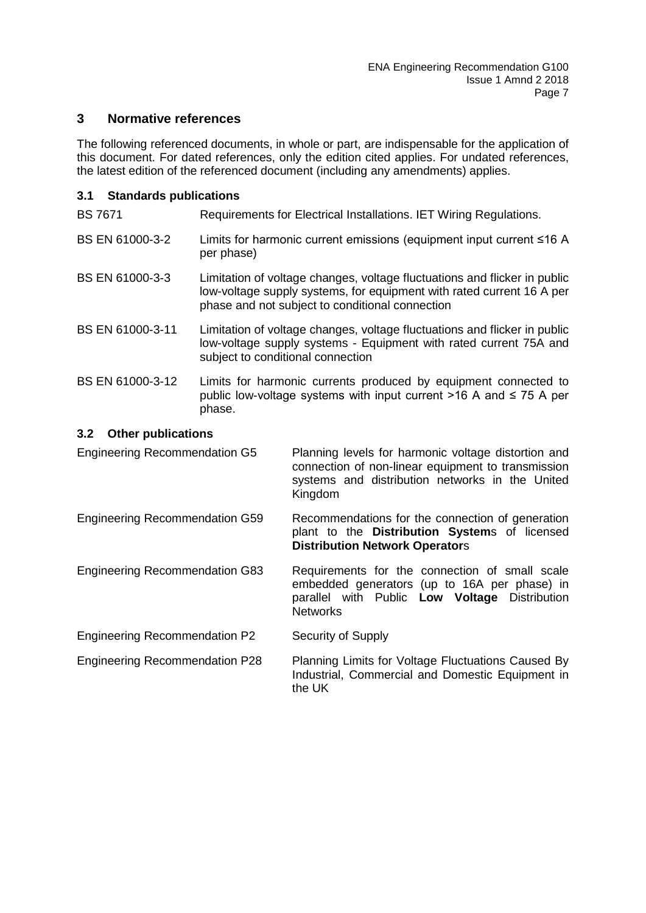## 3 Normative references

The following referenced documents, in whole or part, are indispensable for the application of this document. For dated references, only the edition cited applies. For undated references, the latest edition of the referenced document (including any amendments) applies.

### 3.1 Standards publications

| | |
|---|---|
| BS 7671 | Requirements for Electrical Installations. IET Wiring Regulations. |
| BS EN 61000-3-2 | Limits for harmonic current emissions (equipment input current ≤16 A per phase) |
| BS EN 61000-3-3 | Limitation of voltage changes, voltage fluctuations and flicker in public low-voltage supply systems, for equipment with rated current 16 A per phase and not subject to conditional connection |
| BS EN 61000-3-11 | Limitation of voltage changes, voltage fluctuations and flicker in public low-voltage supply systems - Equipment with rated current 75A and subject to conditional connection |
| BS EN 61000-3-12 | Limits for harmonic currents produced by equipment connected to public low-voltage systems with input current >16 A and ≤ 75 A per phase. |

### 3.2 Other publications

| | |
|---|---|
| Engineering Recommendation G5 | Planning levels for harmonic voltage distortion and connection of non-linear equipment to transmission systems and distribution networks in the United Kingdom |
| Engineering Recommendation G59 | Recommendations for the connection of generation plant to the **Distribution System**s of licensed **Distribution Network Operator**s |
| Engineering Recommendation G83 | Requirements for the connection of small scale embedded generators (up to 16A per phase) in parallel with Public **Low Voltage** Distribution Networks |
| Engineering Recommendation P2 | Security of Supply |
| Engineering Recommendation P28 | Planning Limits for Voltage Fluctuations Caused By Industrial, Commercial and Domestic Equipment in the UK |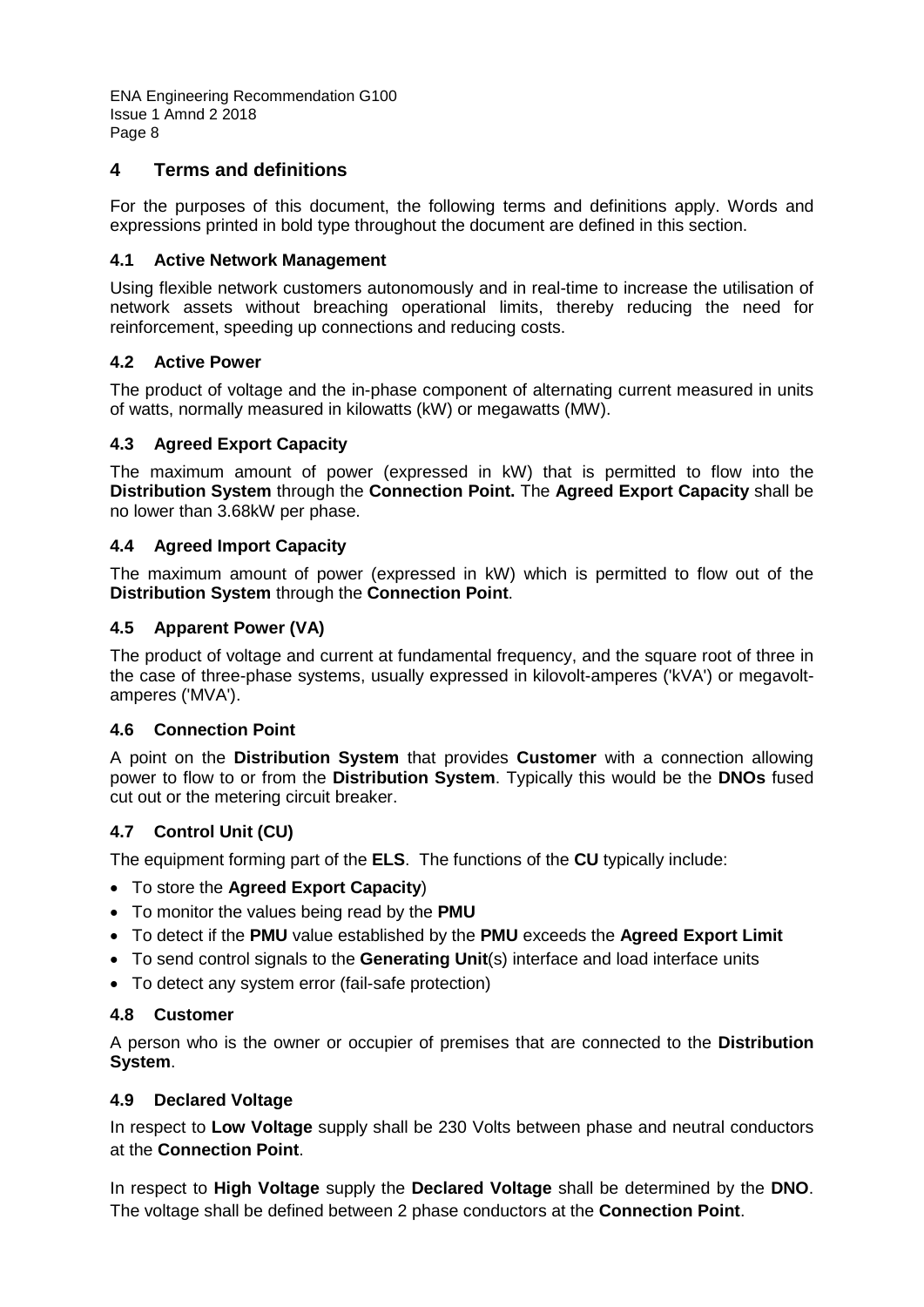## 4 Terms and definitions

For the purposes of this document, the following terms and definitions apply. Words and expressions printed in bold type throughout the document are defined in this section.

### 4.1 Active Network Management

Using flexible network customers autonomously and in real-time to increase the utilisation of network assets without breaching operational limits, thereby reducing the need for reinforcement, speeding up connections and reducing costs.

### 4.2 Active Power

The product of voltage and the in-phase component of alternating current measured in units of watts, normally measured in kilowatts (kW) or megawatts (MW).

### 4.3 Agreed Export Capacity

The maximum amount of power (expressed in kW) that is permitted to flow into the **Distribution System** through the **Connection Point.** The **Agreed Export Capacity** shall be no lower than 3.68kW per phase.

### 4.4 Agreed Import Capacity

The maximum amount of power (expressed in kW) which is permitted to flow out of the **Distribution System** through the **Connection Point**.

### 4.5 Apparent Power (VA)

The product of voltage and current at fundamental frequency, and the square root of three in the case of three-phase systems, usually expressed in kilovolt-amperes ('kVA') or megavolt-amperes ('MVA').

### 4.6 Connection Point

A point on the **Distribution System** that provides **Customer** with a connection allowing power to flow to or from the **Distribution System**. Typically this would be the **DNOs** fused cut out or the metering circuit breaker.

### 4.7 Control Unit (CU)

The equipment forming part of the **ELS**. The functions of the **CU** typically include:

- To store the **Agreed Export Capacity**)
- To monitor the values being read by the **PMU**
- To detect if the **PMU** value established by the **PMU** exceeds the **Agreed Export Limit**
- To send control signals to the **Generating Unit**(s) interface and load interface units
- To detect any system error (fail-safe protection)

### 4.8 Customer

A person who is the owner or occupier of premises that are connected to the **Distribution System**.

### 4.9 Declared Voltage

In respect to **Low Voltage** supply shall be 230 Volts between phase and neutral conductors at the **Connection Point**.

In respect to **High Voltage** supply the **Declared Voltage** shall be determined by the **DNO**. The voltage shall be defined between 2 phase conductors at the **Connection Point**.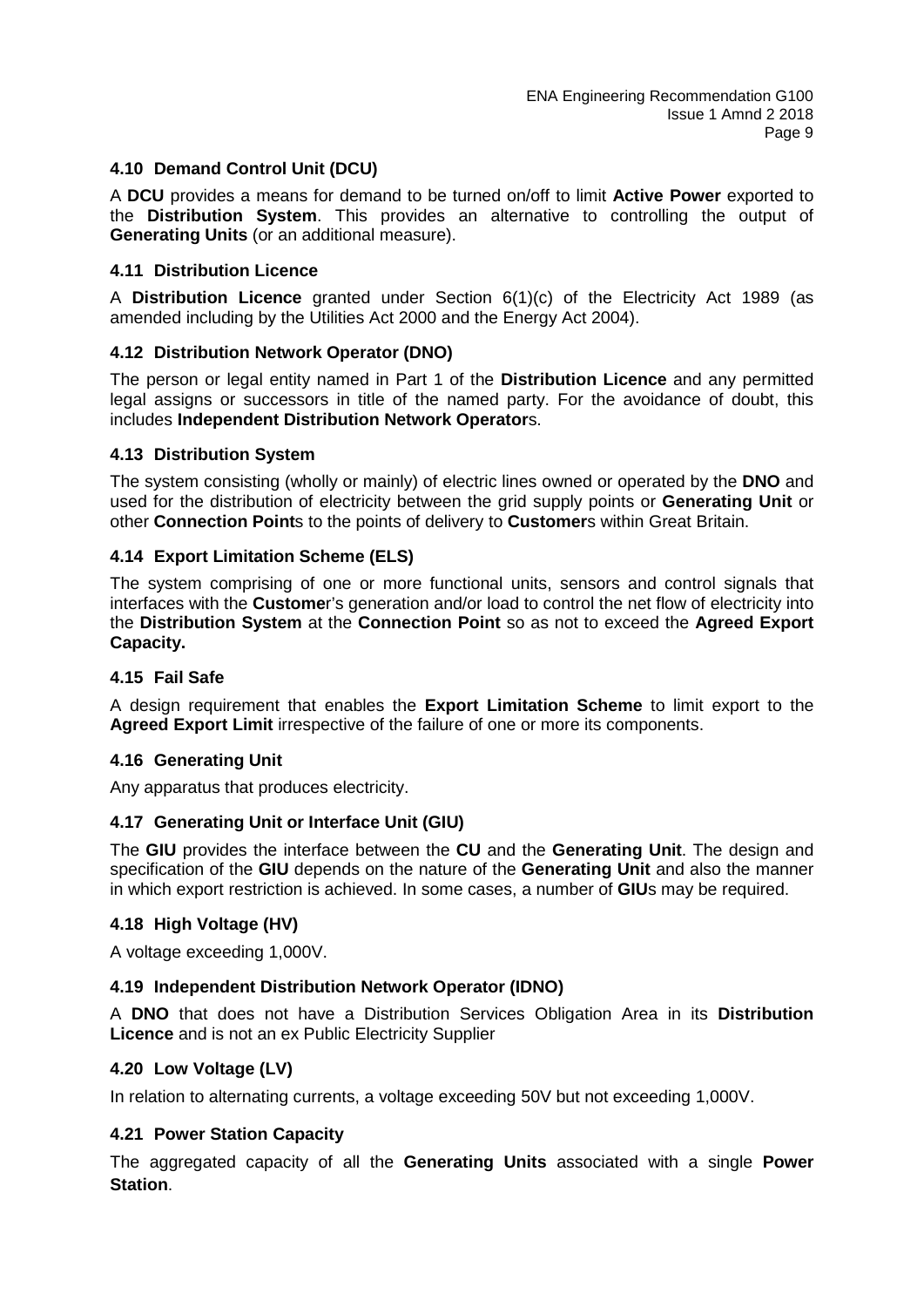### 4.10 Demand Control Unit (DCU)

A **DCU** provides a means for demand to be turned on/off to limit **Active Power** exported to the **Distribution System**. This provides an alternative to controlling the output of **Generating Units** (or an additional measure).

### 4.11 Distribution Licence

A **Distribution Licence** granted under Section 6(1)(c) of the Electricity Act 1989 (as amended including by the Utilities Act 2000 and the Energy Act 2004).

### 4.12 Distribution Network Operator (DNO)

The person or legal entity named in Part 1 of the **Distribution Licence** and any permitted legal assigns or successors in title of the named party. For the avoidance of doubt, this includes **Independent Distribution Network Operator**s.

### 4.13 Distribution System

The system consisting (wholly or mainly) of electric lines owned or operated by the **DNO** and used for the distribution of electricity between the grid supply points or **Generating Unit** or other **Connection Point**s to the points of delivery to **Customer**s within Great Britain.

### 4.14 Export Limitation Scheme (ELS)

The system comprising of one or more functional units, sensors and control signals that interfaces with the **Custome**r's generation and/or load to control the net flow of electricity into the **Distribution System** at the **Connection Point** so as not to exceed the **Agreed Export Capacity.**

### 4.15 Fail Safe

A design requirement that enables the **Export Limitation Scheme** to limit export to the **Agreed Export Limit** irrespective of the failure of one or more its components.

### 4.16 Generating Unit

Any apparatus that produces electricity.

### 4.17 Generating Unit or Interface Unit (GIU)

The **GIU** provides the interface between the **CU** and the **Generating Unit**. The design and specification of the **GIU** depends on the nature of the **Generating Unit** and also the manner in which export restriction is achieved. In some cases, a number of **GIU**s may be required.

### 4.18 High Voltage (HV)

A voltage exceeding 1,000V.

### 4.19 Independent Distribution Network Operator (IDNO)

A **DNO** that does not have a Distribution Services Obligation Area in its **Distribution Licence** and is not an ex Public Electricity Supplier

### 4.20 Low Voltage (LV)

In relation to alternating currents, a voltage exceeding 50V but not exceeding 1,000V.

### 4.21 Power Station Capacity

The aggregated capacity of all the **Generating Units** associated with a single **Power Station**.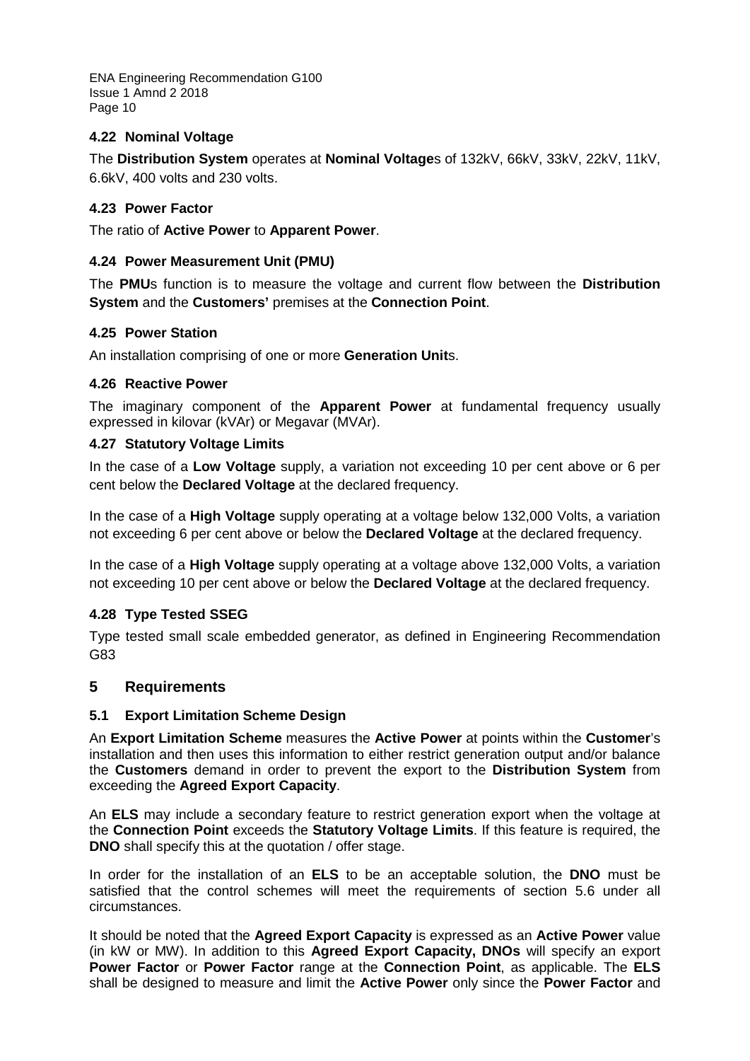### 4.22 Nominal Voltage

The **Distribution System** operates at **Nominal Voltage**s of 132kV, 66kV, 33kV, 22kV, 11kV, 6.6kV, 400 volts and 230 volts.

### 4.23 Power Factor

The ratio of **Active Power** to **Apparent Power**.

### 4.24 Power Measurement Unit (PMU)

The **PMU**s function is to measure the voltage and current flow between the **Distribution System** and the **Customers'** premises at the **Connection Point**.

### 4.25 Power Station

An installation comprising of one or more **Generation Unit**s.

### 4.26 Reactive Power

The imaginary component of the **Apparent Power** at fundamental frequency usually expressed in kilovar (kVAr) or Megavar (MVAr).

### 4.27 Statutory Voltage Limits

In the case of a **Low Voltage** supply, a variation not exceeding 10 per cent above or 6 per cent below the **Declared Voltage** at the declared frequency.

In the case of a **High Voltage** supply operating at a voltage below 132,000 Volts, a variation not exceeding 6 per cent above or below the **Declared Voltage** at the declared frequency.

In the case of a **High Voltage** supply operating at a voltage above 132,000 Volts, a variation not exceeding 10 per cent above or below the **Declared Voltage** at the declared frequency.

### 4.28 Type Tested SSEG

Type tested small scale embedded generator, as defined in Engineering Recommendation G83

## 5 Requirements

### 5.1 Export Limitation Scheme Design

An **Export Limitation Scheme** measures the **Active Power** at points within the **Customer**'s installation and then uses this information to either restrict generation output and/or balance the **Customers** demand in order to prevent the export to the **Distribution System** from exceeding the **Agreed Export Capacity**.

An **ELS** may include a secondary feature to restrict generation export when the voltage at the **Connection Point** exceeds the **Statutory Voltage Limits**. If this feature is required, the **DNO** shall specify this at the quotation / offer stage.

In order for the installation of an **ELS** to be an acceptable solution, the **DNO** must be satisfied that the control schemes will meet the requirements of section 5.6 under all circumstances.

It should be noted that the **Agreed Export Capacity** is expressed as an **Active Power** value (in kW or MW). In addition to this **Agreed Export Capacity, DNOs** will specify an export **Power Factor** or **Power Factor** range at the **Connection Point**, as applicable. The **ELS** shall be designed to measure and limit the **Active Power** only since the **Power Factor** and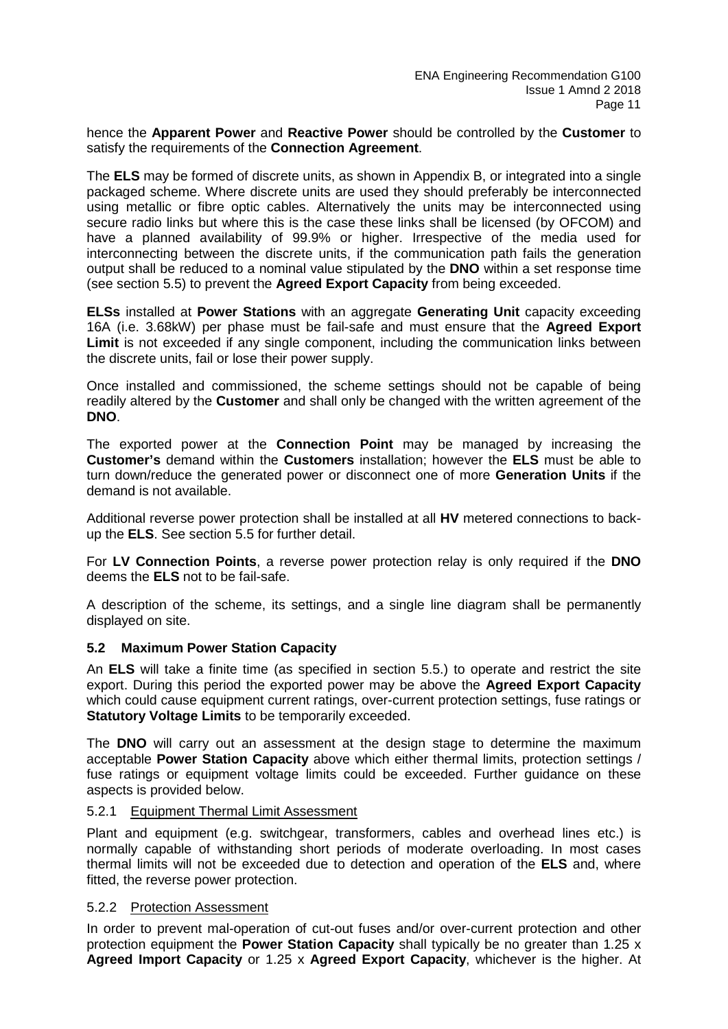hence the **Apparent Power** and **Reactive Power** should be controlled by the **Customer** to satisfy the requirements of the **Connection Agreement**.

The **ELS** may be formed of discrete units, as shown in Appendix B, or integrated into a single packaged scheme. Where discrete units are used they should preferably be interconnected using metallic or fibre optic cables. Alternatively the units may be interconnected using secure radio links but where this is the case these links shall be licensed (by OFCOM) and have a planned availability of 99.9% or higher. Irrespective of the media used for interconnecting between the discrete units, if the communication path fails the generation output shall be reduced to a nominal value stipulated by the **DNO** within a set response time (see section 5.5) to prevent the **Agreed Export Capacity** from being exceeded.

**ELSs** installed at **Power Stations** with an aggregate **Generating Unit** capacity exceeding 16A (i.e. 3.68kW) per phase must be fail-safe and must ensure that the **Agreed Export Limit** is not exceeded if any single component, including the communication links between the discrete units, fail or lose their power supply.

Once installed and commissioned, the scheme settings should not be capable of being readily altered by the **Customer** and shall only be changed with the written agreement of the **DNO**.

The exported power at the **Connection Point** may be managed by increasing the **Customer's** demand within the **Customers** installation; however the **ELS** must be able to turn down/reduce the generated power or disconnect one of more **Generation Units** if the demand is not available.

Additional reverse power protection shall be installed at all **HV** metered connections to back-up the **ELS**. See section 5.5 for further detail.

For **LV Connection Points**, a reverse power protection relay is only required if the **DNO** deems the **ELS** not to be fail-safe.

A description of the scheme, its settings, and a single line diagram shall be permanently displayed on site.

## 5.2 Maximum Power Station Capacity

An **ELS** will take a finite time (as specified in section 5.5.) to operate and restrict the site export. During this period the exported power may be above the **Agreed Export Capacity** which could cause equipment current ratings, over-current protection settings, fuse ratings or **Statutory Voltage Limits** to be temporarily exceeded.

The **DNO** will carry out an assessment at the design stage to determine the maximum acceptable **Power Station Capacity** above which either thermal limits, protection settings / fuse ratings or equipment voltage limits could be exceeded. Further guidance on these aspects is provided below.

### 5.2.1 Equipment Thermal Limit Assessment

Plant and equipment (e.g. switchgear, transformers, cables and overhead lines etc.) is normally capable of withstanding short periods of moderate overloading. In most cases thermal limits will not be exceeded due to detection and operation of the **ELS** and, where fitted, the reverse power protection.

### 5.2.2 Protection Assessment

In order to prevent mal-operation of cut-out fuses and/or over-current protection and other protection equipment the **Power Station Capacity** shall typically be no greater than 1.25 x **Agreed Import Capacity** or 1.25 x **Agreed Export Capacity**, whichever is the higher. At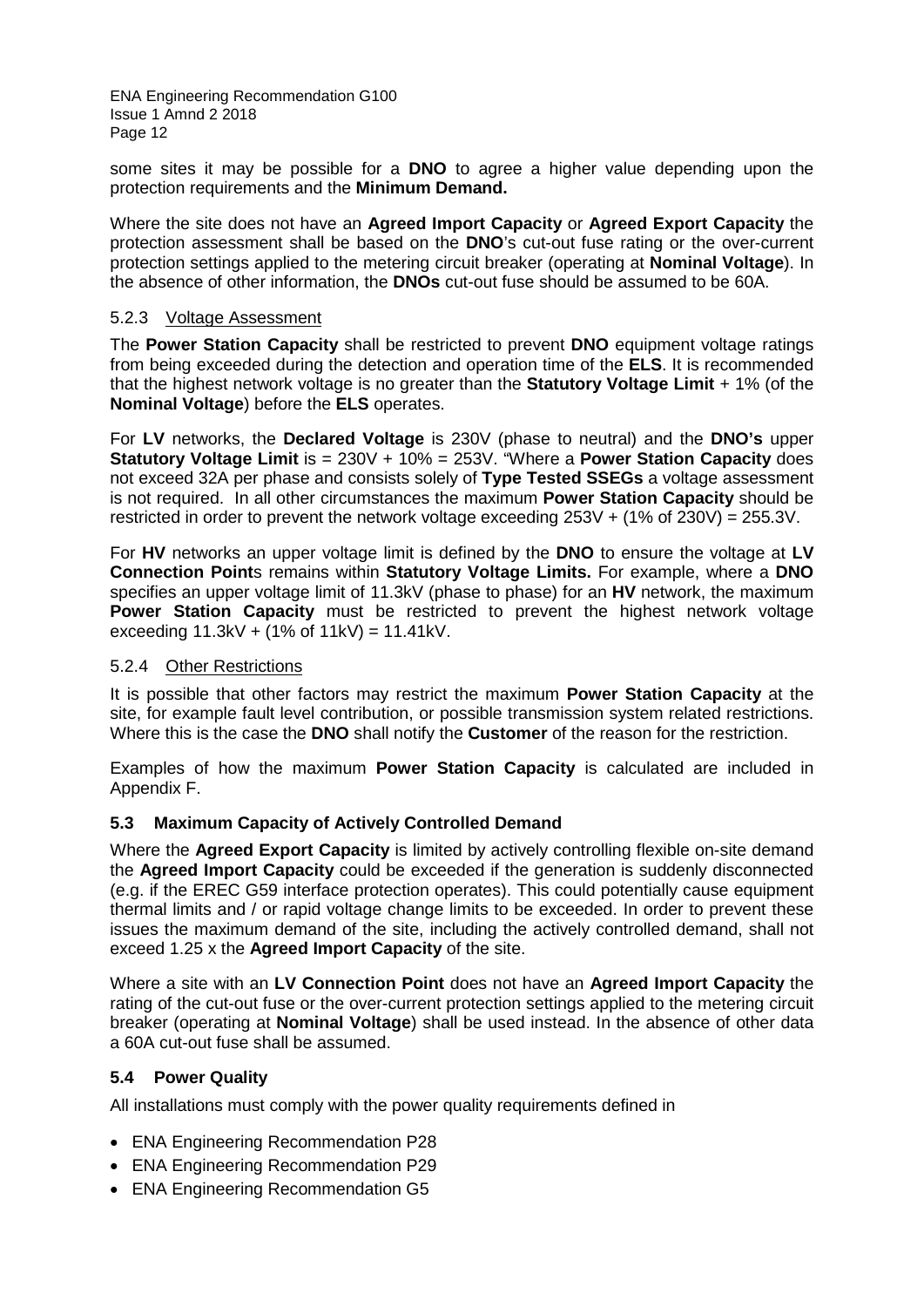some sites it may be possible for a **DNO** to agree a higher value depending upon the protection requirements and the **Minimum Demand.**

Where the site does not have an **Agreed Import Capacity** or **Agreed Export Capacity** the protection assessment shall be based on the **DNO**'s cut-out fuse rating or the over-current protection settings applied to the metering circuit breaker (operating at **Nominal Voltage**). In the absence of other information, the **DNOs** cut-out fuse should be assumed to be 60A.

#### 5.2.3 Voltage Assessment

The **Power Station Capacity** shall be restricted to prevent **DNO** equipment voltage ratings from being exceeded during the detection and operation time of the **ELS**. It is recommended that the highest network voltage is no greater than the **Statutory Voltage Limit** + 1% (of the **Nominal Voltage**) before the **ELS** operates.

For **LV** networks, the **Declared Voltage** is 230V (phase to neutral) and the **DNO's** upper **Statutory Voltage Limit** is = 230V + 10% = 253V. "Where a **Power Station Capacity** does not exceed 32A per phase and consists solely of **Type Tested SSEGs** a voltage assessment is not required. In all other circumstances the maximum **Power Station Capacity** should be restricted in order to prevent the network voltage exceeding 253V + (1% of 230V) = 255.3V.

For **HV** networks an upper voltage limit is defined by the **DNO** to ensure the voltage at **LV Connection Point**s remains within **Statutory Voltage Limits.** For example, where a **DNO** specifies an upper voltage limit of 11.3kV (phase to phase) for an **HV** network, the maximum **Power Station Capacity** must be restricted to prevent the highest network voltage exceeding 11.3kV + (1% of 11kV) = 11.41kV.

#### 5.2.4 Other Restrictions

It is possible that other factors may restrict the maximum **Power Station Capacity** at the site, for example fault level contribution, or possible transmission system related restrictions. Where this is the case the **DNO** shall notify the **Customer** of the reason for the restriction.

Examples of how the maximum **Power Station Capacity** is calculated are included in Appendix F.

### 5.3 Maximum Capacity of Actively Controlled Demand

Where the **Agreed Export Capacity** is limited by actively controlling flexible on-site demand the **Agreed Import Capacity** could be exceeded if the generation is suddenly disconnected (e.g. if the EREC G59 interface protection operates). This could potentially cause equipment thermal limits and / or rapid voltage change limits to be exceeded. In order to prevent these issues the maximum demand of the site, including the actively controlled demand, shall not exceed 1.25 x the **Agreed Import Capacity** of the site.

Where a site with an **LV Connection Point** does not have an **Agreed Import Capacity** the rating of the cut-out fuse or the over-current protection settings applied to the metering circuit breaker (operating at **Nominal Voltage**) shall be used instead. In the absence of other data a 60A cut-out fuse shall be assumed.

### 5.4 Power Quality

All installations must comply with the power quality requirements defined in

- ENA Engineering Recommendation P28
- ENA Engineering Recommendation P29
- ENA Engineering Recommendation G5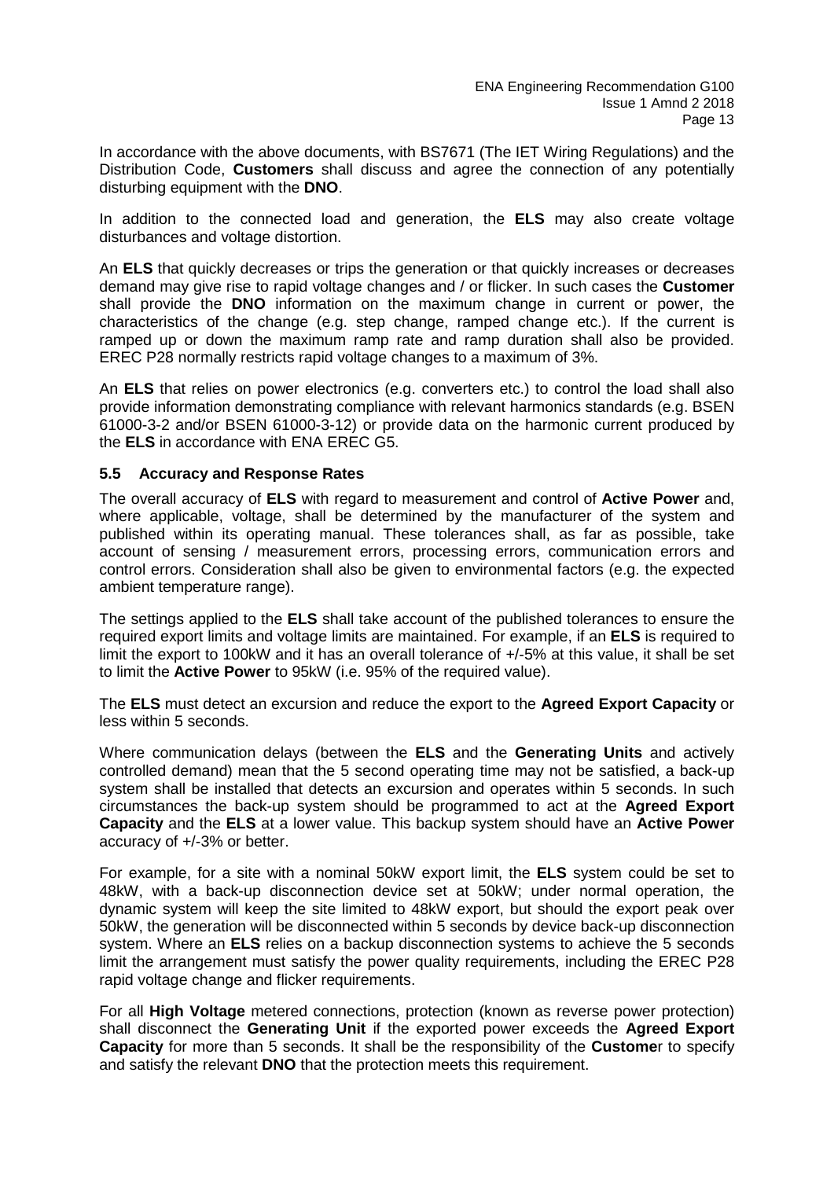In accordance with the above documents, with BS7671 (The IET Wiring Regulations) and the Distribution Code, **Customers** shall discuss and agree the connection of any potentially disturbing equipment with the **DNO**.

In addition to the connected load and generation, the **ELS** may also create voltage disturbances and voltage distortion.

An **ELS** that quickly decreases or trips the generation or that quickly increases or decreases demand may give rise to rapid voltage changes and / or flicker. In such cases the **Customer** shall provide the **DNO** information on the maximum change in current or power, the characteristics of the change (e.g. step change, ramped change etc.). If the current is ramped up or down the maximum ramp rate and ramp duration shall also be provided. EREC P28 normally restricts rapid voltage changes to a maximum of 3%.

An **ELS** that relies on power electronics (e.g. converters etc.) to control the load shall also provide information demonstrating compliance with relevant harmonics standards (e.g. BSEN 61000-3-2 and/or BSEN 61000-3-12) or provide data on the harmonic current produced by the **ELS** in accordance with ENA EREC G5.

## 5.5 Accuracy and Response Rates

The overall accuracy of **ELS** with regard to measurement and control of **Active Power** and, where applicable, voltage, shall be determined by the manufacturer of the system and published within its operating manual. These tolerances shall, as far as possible, take account of sensing / measurement errors, processing errors, communication errors and control errors. Consideration shall also be given to environmental factors (e.g. the expected ambient temperature range).

The settings applied to the **ELS** shall take account of the published tolerances to ensure the required export limits and voltage limits are maintained. For example, if an **ELS** is required to limit the export to 100kW and it has an overall tolerance of +/-5% at this value, it shall be set to limit the **Active Power** to 95kW (i.e. 95% of the required value).

The **ELS** must detect an excursion and reduce the export to the **Agreed Export Capacity** or less within 5 seconds.

Where communication delays (between the **ELS** and the **Generating Units** and actively controlled demand) mean that the 5 second operating time may not be satisfied, a back-up system shall be installed that detects an excursion and operates within 5 seconds. In such circumstances the back-up system should be programmed to act at the **Agreed Export Capacity** and the **ELS** at a lower value. This backup system should have an **Active Power** accuracy of +/-3% or better.

For example, for a site with a nominal 50kW export limit, the **ELS** system could be set to 48kW, with a back-up disconnection device set at 50kW; under normal operation, the dynamic system will keep the site limited to 48kW export, but should the export peak over 50kW, the generation will be disconnected within 5 seconds by device back-up disconnection system. Where an **ELS** relies on a backup disconnection systems to achieve the 5 seconds limit the arrangement must satisfy the power quality requirements, including the EREC P28 rapid voltage change and flicker requirements.

For all **High Voltage** metered connections, protection (known as reverse power protection) shall disconnect the **Generating Unit** if the exported power exceeds the **Agreed Export Capacity** for more than 5 seconds. It shall be the responsibility of the **Customer** to specify and satisfy the relevant **DNO** that the protection meets this requirement.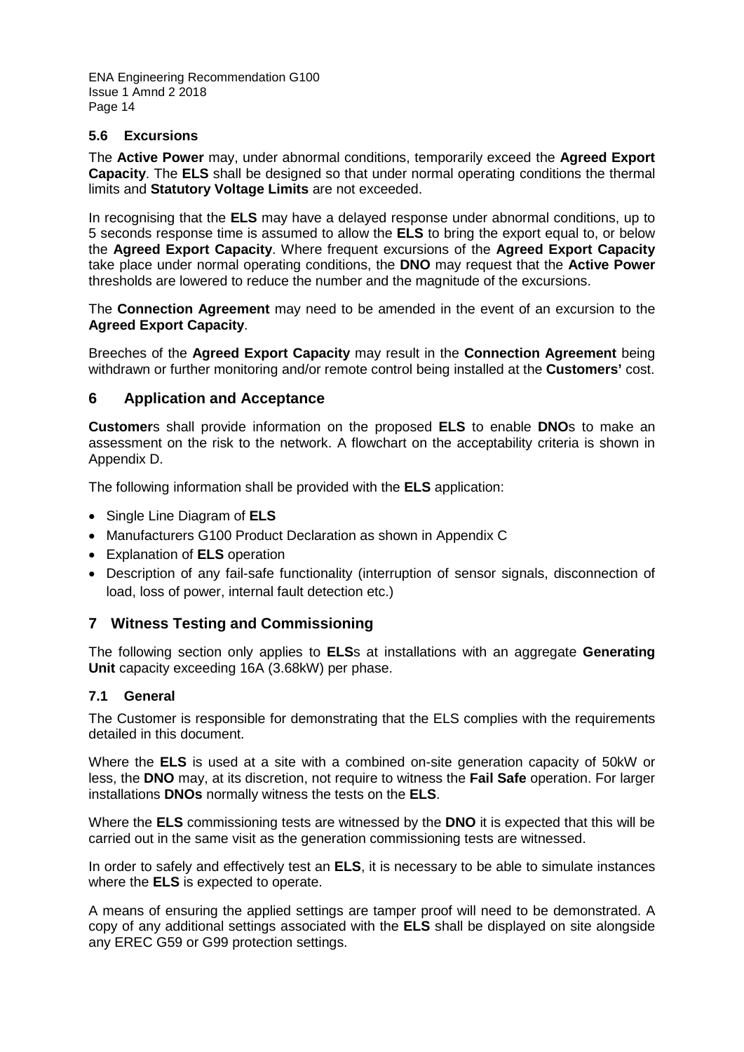### 5.6 Excursions

The **Active Power** may, under abnormal conditions, temporarily exceed the **Agreed Export Capacity**. The **ELS** shall be designed so that under normal operating conditions the thermal limits and **Statutory Voltage Limits** are not exceeded.

In recognising that the **ELS** may have a delayed response under abnormal conditions, up to 5 seconds response time is assumed to allow the **ELS** to bring the export equal to, or below the **Agreed Export Capacity**. Where frequent excursions of the **Agreed Export Capacity** take place under normal operating conditions, the **DNO** may request that the **Active Power** thresholds are lowered to reduce the number and the magnitude of the excursions.

The **Connection Agreement** may need to be amended in the event of an excursion to the **Agreed Export Capacity**.

Breeches of the **Agreed Export Capacity** may result in the **Connection Agreement** being withdrawn or further monitoring and/or remote control being installed at the **Customers'** cost.

## 6 Application and Acceptance

**Customer**s shall provide information on the proposed **ELS** to enable **DNO**s to make an assessment on the risk to the network. A flowchart on the acceptability criteria is shown in Appendix D.

The following information shall be provided with the **ELS** application:

- Single Line Diagram of **ELS**
- Manufacturers G100 Product Declaration as shown in Appendix C
- Explanation of **ELS** operation
- Description of any fail-safe functionality (interruption of sensor signals, disconnection of load, loss of power, internal fault detection etc.)

## 7 Witness Testing and Commissioning

The following section only applies to **ELS**s at installations with an aggregate **Generating Unit** capacity exceeding 16A (3.68kW) per phase.

### 7.1 General

The Customer is responsible for demonstrating that the ELS complies with the requirements detailed in this document.

Where the **ELS** is used at a site with a combined on-site generation capacity of 50kW or less, the **DNO** may, at its discretion, not require to witness the **Fail Safe** operation. For larger installations **DNOs** normally witness the tests on the **ELS**.

Where the **ELS** commissioning tests are witnessed by the **DNO** it is expected that this will be carried out in the same visit as the generation commissioning tests are witnessed.

In order to safely and effectively test an **ELS**, it is necessary to be able to simulate instances where the **ELS** is expected to operate.

A means of ensuring the applied settings are tamper proof will need to be demonstrated. A copy of any additional settings associated with the **ELS** shall be displayed on site alongside any EREC G59 or G99 protection settings.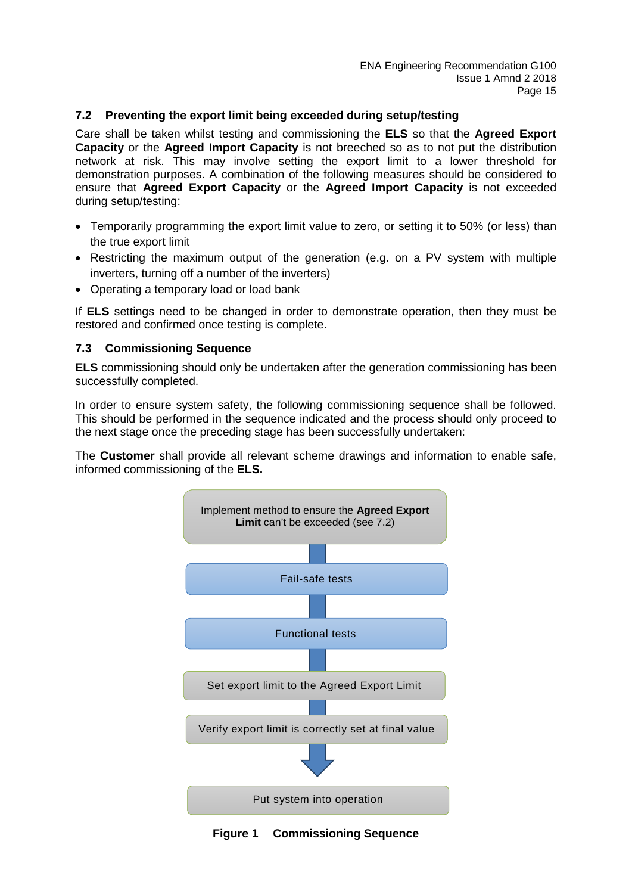### 7.2 Preventing the export limit being exceeded during setup/testing

Care shall be taken whilst testing and commissioning the **ELS** so that the **Agreed Export Capacity** or the **Agreed Import Capacity** is not breeched so as to not put the distribution network at risk. This may involve setting the export limit to a lower threshold for demonstration purposes. A combination of the following measures should be considered to ensure that **Agreed Export Capacity** or the **Agreed Import Capacity** is not exceeded during setup/testing:

- Temporarily programming the export limit value to zero, or setting it to 50% (or less) than the true export limit
- Restricting the maximum output of the generation (e.g. on a PV system with multiple inverters, turning off a number of the inverters)
- Operating a temporary load or load bank

If **ELS** settings need to be changed in order to demonstrate operation, then they must be restored and confirmed once testing is complete.

### 7.3 Commissioning Sequence

**ELS** commissioning should only be undertaken after the generation commissioning has been successfully completed.

In order to ensure system safety, the following commissioning sequence shall be followed. This should be performed in the sequence indicated and the process should only proceed to the next stage once the preceding stage has been successfully undertaken:

The **Customer** shall provide all relevant scheme drawings and information to enable safe, informed commissioning of the **ELS.**

Implement method to ensure the **Agreed Export Limit** can't be exceeded (see 7.2)

Fail-safe tests

Functional tests

Set export limit to the Agreed Export Limit

Verify export limit is correctly set at final value

Put system into operation

**Figure 1 Commissioning Sequence**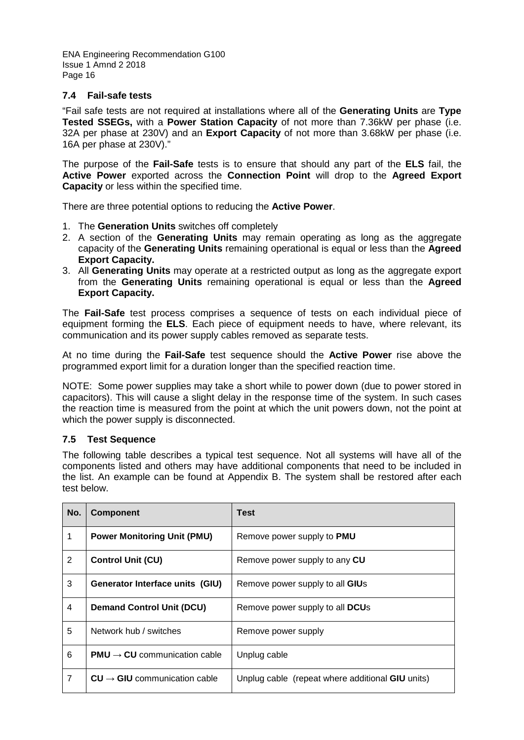## 7.4 Fail-safe tests

"Fail safe tests are not required at installations where all of the **Generating Units** are **Type Tested SSEGs,** with a **Power Station Capacity** of not more than 7.36kW per phase (i.e. 32A per phase at 230V) and an **Export Capacity** of not more than 3.68kW per phase (i.e. 16A per phase at 230V)."

The purpose of the **Fail-Safe** tests is to ensure that should any part of the **ELS** fail, the **Active Power** exported across the **Connection Point** will drop to the **Agreed Export Capacity** or less within the specified time.

There are three potential options to reducing the **Active Power**.

1. The **Generation Units** switches off completely
2. A section of the **Generating Units** may remain operating as long as the aggregate capacity of the **Generating Units** remaining operational is equal or less than the **Agreed Export Capacity.**
3. All **Generating Units** may operate at a restricted output as long as the aggregate export from the **Generating Units** remaining operational is equal or less than the **Agreed Export Capacity.**

The **Fail-Safe** test process comprises a sequence of tests on each individual piece of equipment forming the **ELS**. Each piece of equipment needs to have, where relevant, its communication and its power supply cables removed as separate tests.

At no time during the **Fail-Safe** test sequence should the **Active Power** rise above the programmed export limit for a duration longer than the specified reaction time.

NOTE: Some power supplies may take a short while to power down (due to power stored in capacitors). This will cause a slight delay in the response time of the system. In such cases the reaction time is measured from the point at which the unit powers down, not the point at which the power supply is disconnected.

## 7.5 Test Sequence

The following table describes a typical test sequence. Not all systems will have all of the components listed and others may have additional components that need to be included in the list. An example can be found at Appendix B. The system shall be restored after each test below.

| No. | Component | Test |
|---|---|---|
| 1 | **Power Monitoring Unit (PMU)** | Remove power supply to **PMU** |
| 2 | **Control Unit (CU)** | Remove power supply to any **CU** |
| 3 | **Generator Interface units (GIU)** | Remove power supply to all **GIU**s |
| 4 | **Demand Control Unit (DCU)** | Remove power supply to all **DCU**s |
| 5 | Network hub / switches | Remove power supply |
| 6 | **PMU** → **CU** communication cable | Unplug cable |
| 7 | **CU** → **GIU** communication cable | Unplug cable (repeat where additional **GIU** units) |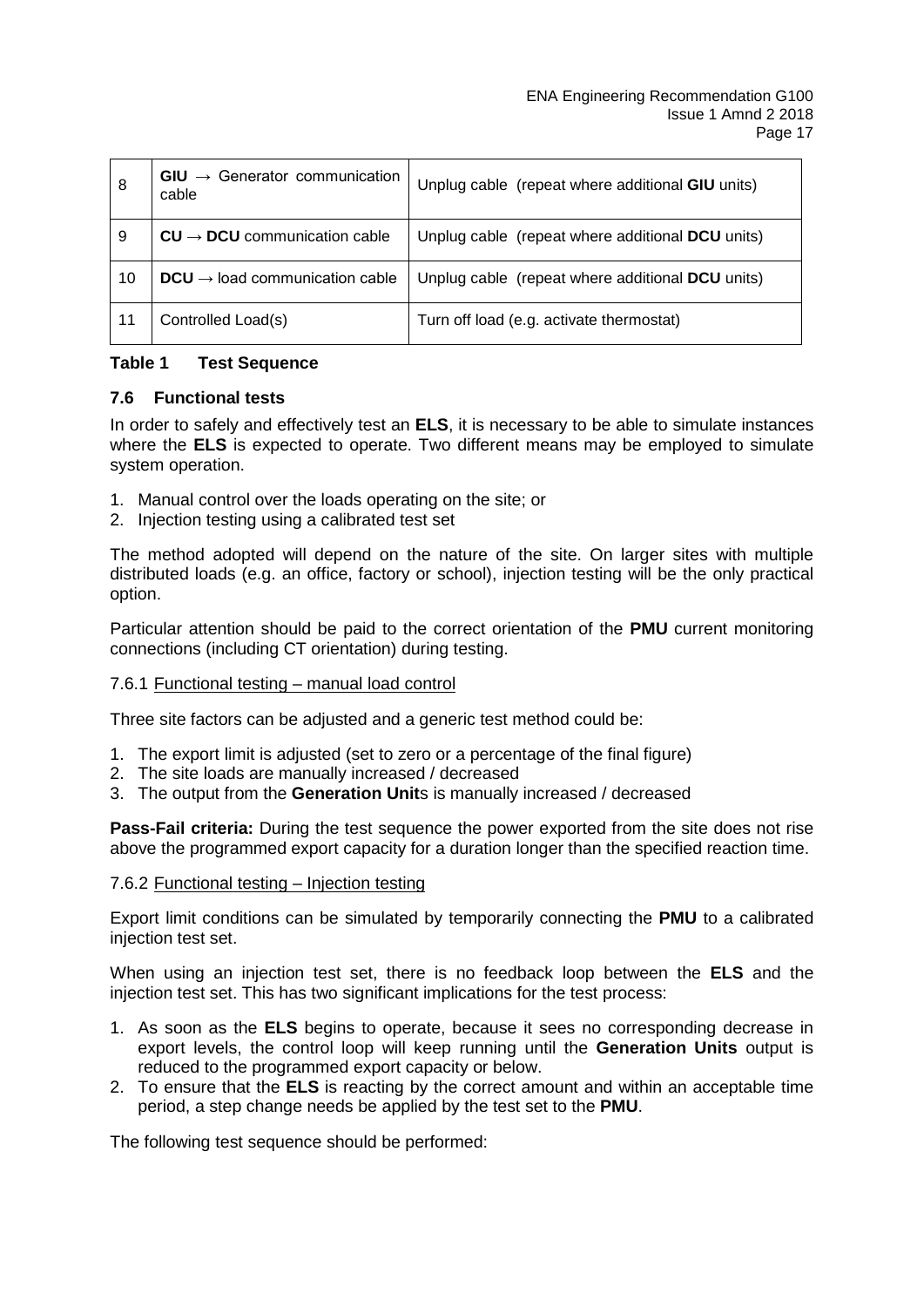| | | |
|---|---|---|
| 8 | **GIU** → Generator communication cable | Unplug cable (repeat where additional **GIU** units) |
| 9 | **CU** → **DCU** communication cable | Unplug cable (repeat where additional **DCU** units) |
| 10 | **DCU** → load communication cable | Unplug cable (repeat where additional **DCU** units) |
| 11 | Controlled Load(s) | Turn off load (e.g. activate thermostat) |

**Table 1 Test Sequence**

### 7.6 Functional tests

In order to safely and effectively test an **ELS**, it is necessary to be able to simulate instances where the **ELS** is expected to operate. Two different means may be employed to simulate system operation.

1. Manual control over the loads operating on the site; or
2. Injection testing using a calibrated test set

The method adopted will depend on the nature of the site. On larger sites with multiple distributed loads (e.g. an office, factory or school), injection testing will be the only practical option.

Particular attention should be paid to the correct orientation of the **PMU** current monitoring connections (including CT orientation) during testing.

#### 7.6.1 Functional testing – manual load control

Three site factors can be adjusted and a generic test method could be:

1. The export limit is adjusted (set to zero or a percentage of the final figure)
2. The site loads are manually increased / decreased
3. The output from the **Generation Unit**s is manually increased / decreased

**Pass-Fail criteria:** During the test sequence the power exported from the site does not rise above the programmed export capacity for a duration longer than the specified reaction time.

#### 7.6.2 Functional testing – Injection testing

Export limit conditions can be simulated by temporarily connecting the **PMU** to a calibrated injection test set.

When using an injection test set, there is no feedback loop between the **ELS** and the injection test set. This has two significant implications for the test process:

1. As soon as the **ELS** begins to operate, because it sees no corresponding decrease in export levels, the control loop will keep running until the **Generation Units** output is reduced to the programmed export capacity or below.
2. To ensure that the **ELS** is reacting by the correct amount and within an acceptable time period, a step change needs be applied by the test set to the **PMU**.

The following test sequence should be performed: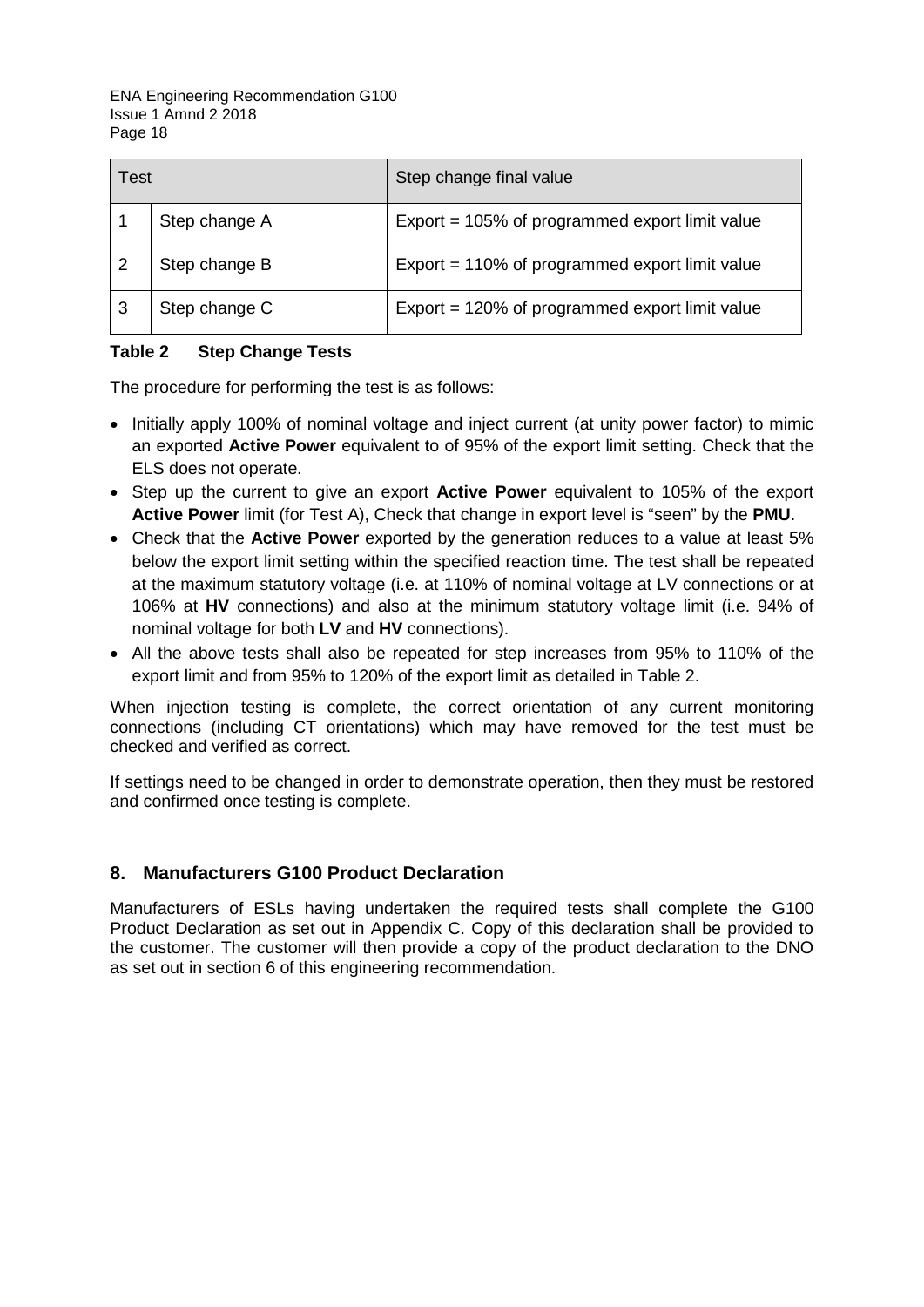| Test | | Step change final value |
|---|---|---|
| 1 | Step change A | Export = 105% of programmed export limit value |
| 2 | Step change B | Export = 110% of programmed export limit value |
| 3 | Step change C | Export = 120% of programmed export limit value |

**Table 2 Step Change Tests**

The procedure for performing the test is as follows:

- Initially apply 100% of nominal voltage and inject current (at unity power factor) to mimic an exported **Active Power** equivalent to of 95% of the export limit setting. Check that the ELS does not operate.
- Step up the current to give an export **Active Power** equivalent to 105% of the export **Active Power** limit (for Test A), Check that change in export level is "seen" by the **PMU**.
- Check that the **Active Power** exported by the generation reduces to a value at least 5% below the export limit setting within the specified reaction time. The test shall be repeated at the maximum statutory voltage (i.e. at 110% of nominal voltage at LV connections or at 106% at **HV** connections) and also at the minimum statutory voltage limit (i.e. 94% of nominal voltage for both **LV** and **HV** connections).
- All the above tests shall also be repeated for step increases from 95% to 110% of the export limit and from 95% to 120% of the export limit as detailed in Table 2.

When injection testing is complete, the correct orientation of any current monitoring connections (including CT orientations) which may have removed for the test must be checked and verified as correct.

If settings need to be changed in order to demonstrate operation, then they must be restored and confirmed once testing is complete.

## 8. Manufacturers G100 Product Declaration

Manufacturers of ESLs having undertaken the required tests shall complete the G100 Product Declaration as set out in Appendix C. Copy of this declaration shall be provided to the customer. The customer will then provide a copy of the product declaration to the DNO as set out in section 6 of this engineering recommendation.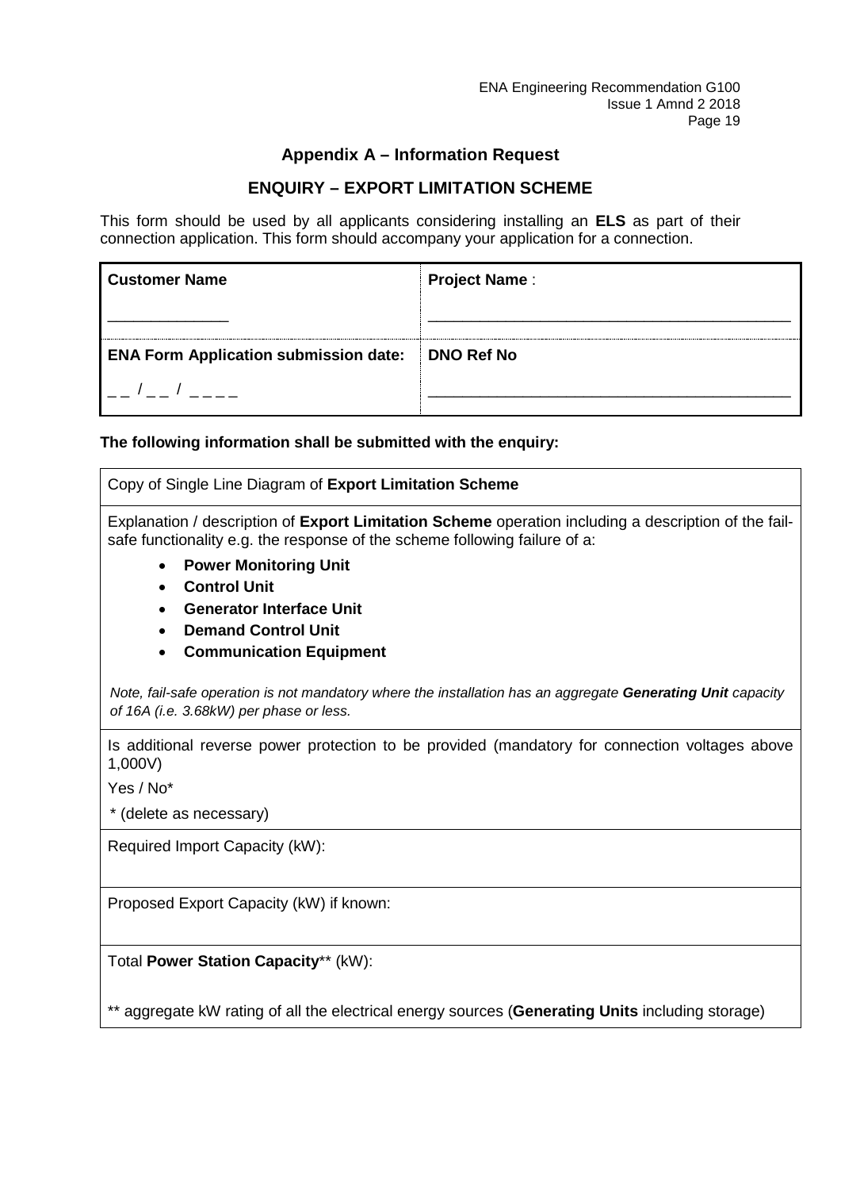## Appendix A – Information Request

### ENQUIRY – EXPORT LIMITATION SCHEME

This form should be used by all applicants considering installing an **ELS** as part of their connection application. This form should accompany your application for a connection.

| **Customer Name** | **Project Name** : |
|---|---|
| ______________ | ____________________________________________ |
| **ENA Form Application submission date:** | **DNO Ref No** |
| _ _ / _ _ / _ _ _ _ | ____________________________________________ |

**The following information shall be submitted with the enquiry:**

| |
|---|
| Copy of Single Line Diagram of **Export Limitation Scheme** |
| Explanation / description of **Export Limitation Scheme** operation including a description of the fail-safe functionality e.g. the response of the scheme following failure of a:<br>• **Power Monitoring Unit**<br>• **Control Unit**<br>• **Generator Interface Unit**<br>• **Demand Control Unit**<br>• **Communication Equipment**<br><br>*Note, fail-safe operation is not mandatory where the installation has an aggregate **Generating Unit** capacity of 16A (i.e. 3.68kW) per phase or less.* |
| Is additional reverse power protection to be provided (mandatory for connection voltages above 1,000V)<br>Yes / No*<br>* (delete as necessary) |
| Required Import Capacity (kW): |
| Proposed Export Capacity (kW) if known: |
| Total **Power Station Capacity**** (kW):<br><br>** aggregate kW rating of all the electrical energy sources (**Generating Units** including storage) |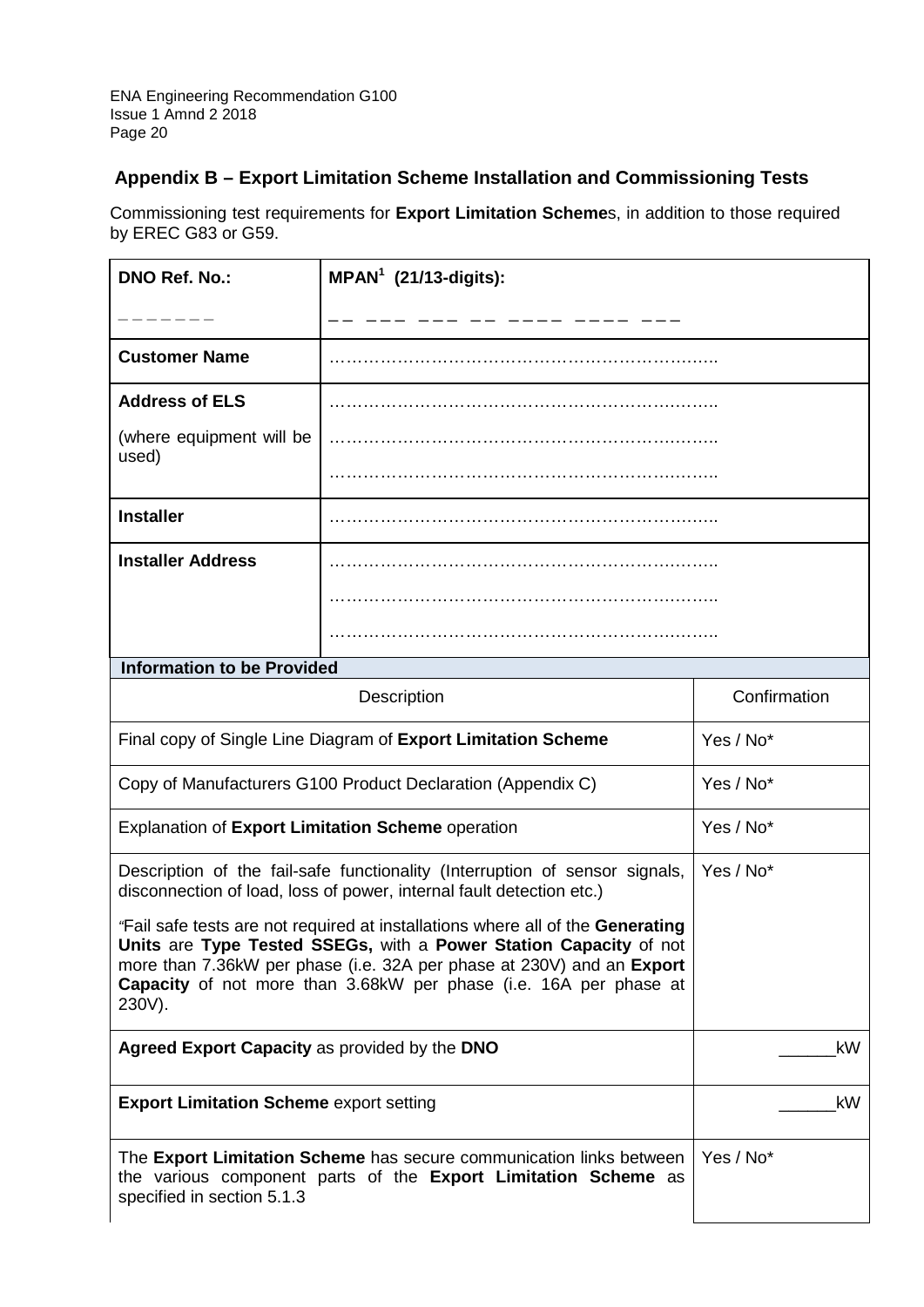## Appendix B – Export Limitation Scheme Installation and Commissioning Tests

Commissioning test requirements for **Export Limitation Scheme**s, in addition to those required by EREC G83 or G59.

| | |
|---|---|
| **DNO Ref. No.:**<br>_ _ _ _ _ _ _ | **MPAN**[1] **(21/13-digits):**<br>_ _ &nbsp; _ _ _ &nbsp; _ _ _ &nbsp; _ _ &nbsp; _ _ _ _ &nbsp; _ _ _ _ &nbsp; _ _ _ |
| **Customer Name** | ………………………………………………………….. |
| **Address of ELS**<br>(where equipment will be used) | …………………………………………………………..<br>…………………………………………………………..<br>………………………………………………………….. |
| **Installer** | ………………………………………………………….. |
| **Installer Address** | …………………………………………………………..<br>…………………………………………………………..<br>………………………………………………………….. |

**Information to be Provided**

| Description | Confirmation |
|---|---|
| Final copy of Single Line Diagram of **Export Limitation Scheme** | Yes / No* |
| Copy of Manufacturers G100 Product Declaration (Appendix C) | Yes / No* |
| Explanation of **Export Limitation Scheme** operation | Yes / No* |
| Description of the fail-safe functionality (Interruption of sensor signals, disconnection of load, loss of power, internal fault detection etc.)<br>"Fail safe tests are not required at installations where all of the **Generating Units** are **Type Tested SSEGs,** with a **Power Station Capacity** of not more than 7.36kW per phase (i.e. 32A per phase at 230V) and an **Export Capacity** of not more than 3.68kW per phase (i.e. 16A per phase at 230V). | Yes / No* |
| **Agreed Export Capacity** as provided by the **DNO** | ______kW |
| **Export Limitation Scheme** export setting | ______kW |
| The **Export Limitation Scheme** has secure communication links between the various component parts of the **Export Limitation Scheme** as specified in section 5.1.3 | Yes / No* |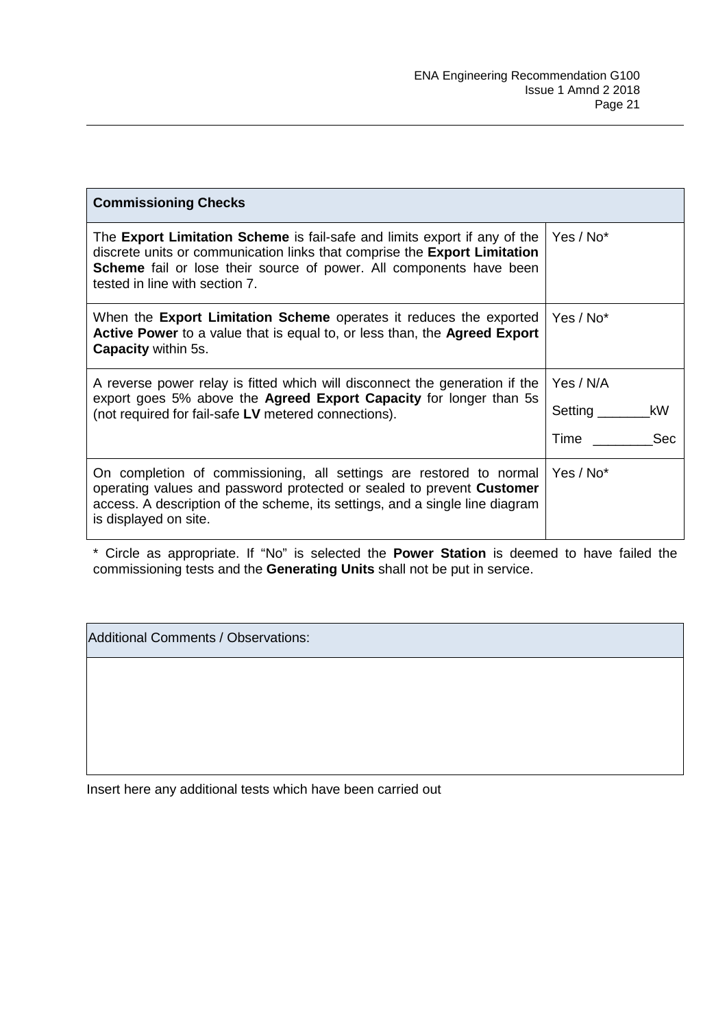| **Commissioning Checks** | |
|---|---|
| The **Export Limitation Scheme** is fail-safe and limits export if any of the discrete units or communication links that comprise the **Export Limitation Scheme** fail or lose their source of power. All components have been tested in line with section 7. | Yes / No* |
| When the **Export Limitation Scheme** operates it reduces the exported **Active Power** to a value that is equal to, or less than, the **Agreed Export Capacity** within 5s. | Yes / No* |
| A reverse power relay is fitted which will disconnect the generation if the export goes 5% above the **Agreed Export Capacity** for longer than 5s (not required for fail-safe **LV** metered connections). | Yes / N/A<br>Setting _______kW<br>Time ________Sec |
| On completion of commissioning, all settings are restored to normal operating values and password protected or sealed to prevent **Customer** access. A description of the scheme, its settings, and a single line diagram is displayed on site. | Yes / No* |

* Circle as appropriate. If "No" is selected the **Power Station** is deemed to have failed the commissioning tests and the **Generating Units** shall not be put in service.

| Additional Comments / Observations: |
|---|
| |

Insert here any additional tests which have been carried out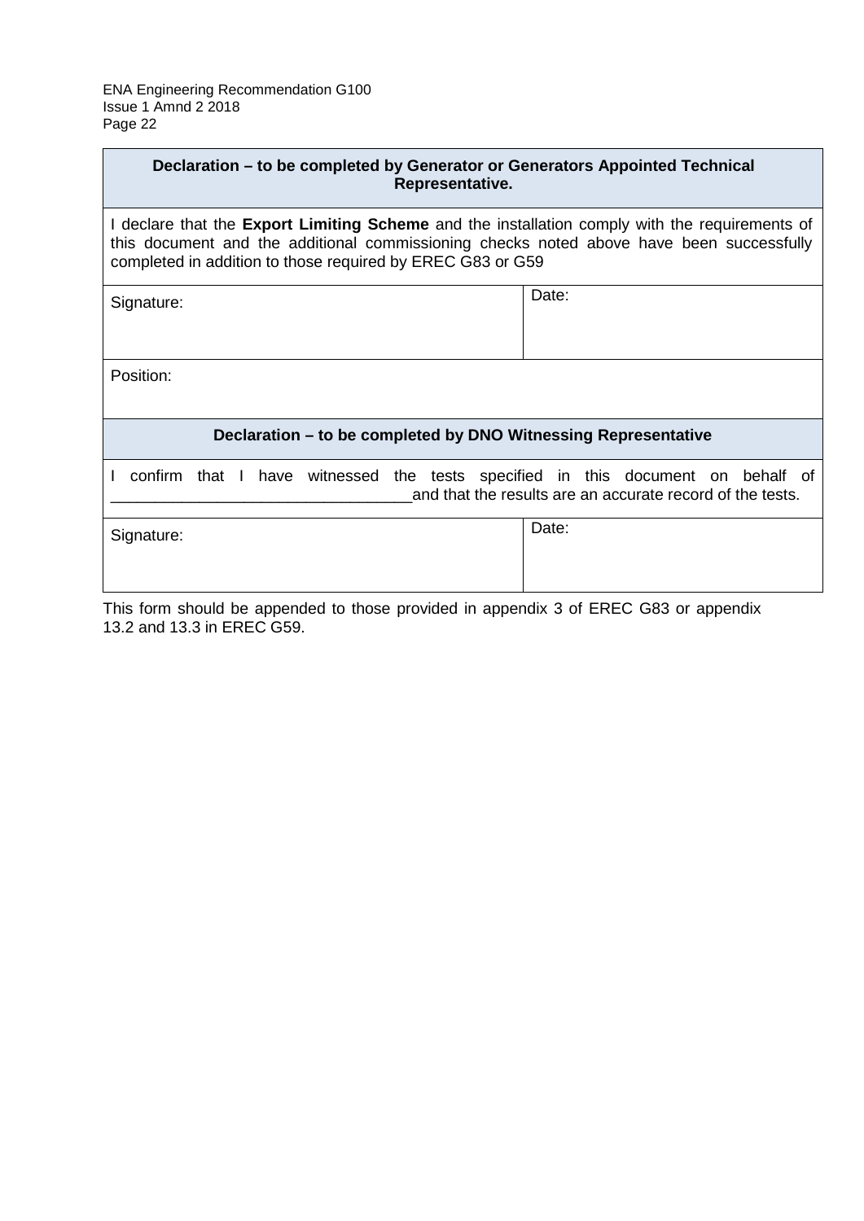| Declaration – to be completed by Generator or Generators Appointed Technical Representative. | |
| --- | --- |
| I declare that the **Export Limiting Scheme** and the installation comply with the requirements of this document and the additional commissioning checks noted above have been successfully completed in addition to those required by EREC G83 or G59 | |
| Signature: | Date: |
| Position: | |
| **Declaration – to be completed by DNO Witnessing Representative** | |
| I confirm that I have witnessed the tests specified in this document on behalf of _________________________________and that the results are an accurate record of the tests. | |
| Signature: | Date: |

This form should be appended to those provided in appendix 3 of EREC G83 or appendix 13.2 and 13.3 in EREC G59.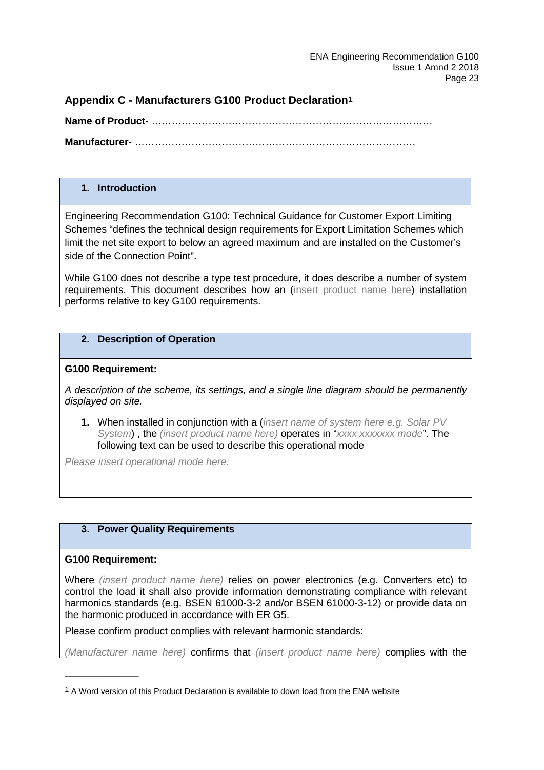## Appendix C - Manufacturers G100 Product Declaration[1]

**Name of Product-** …………………………………………………………………………

**Manufacturer**- …………………………………………………………………………

### 1. Introduction

Engineering Recommendation G100: Technical Guidance for Customer Export Limiting Schemes "defines the technical design requirements for Export Limitation Schemes which limit the net site export to below an agreed maximum and are installed on the Customer's side of the Connection Point".

While G100 does not describe a type test procedure, it does describe a number of system requirements. This document describes how an (insert product name here) installation performs relative to key G100 requirements.

### 2. Description of Operation

**G100 Requirement:**

*A description of the scheme, its settings, and a single line diagram should be permanently displayed on site.*

1. When installed in conjunction with a (*insert name of system here e.g. Solar PV System*) , the *(insert product name here)* operates in "*xxxx xxxxxxx mode*". The following text can be used to describe this operational mode

*Please insert operational mode here:*

### 3. Power Quality Requirements

**G100 Requirement:**

Where *(insert product name here)* relies on power electronics (e.g. Converters etc) to control the load it shall also provide information demonstrating compliance with relevant harmonics standards (e.g. BSEN 61000-3-2 and/or BSEN 61000-3-12) or provide data on the harmonic produced in accordance with ER G5.

Please confirm product complies with relevant harmonic standards:

*(Manufacturer name here)* confirms that *(insert product name here)* complies with the

---

[1] A Word version of this Product Declaration is available to down load from the ENA website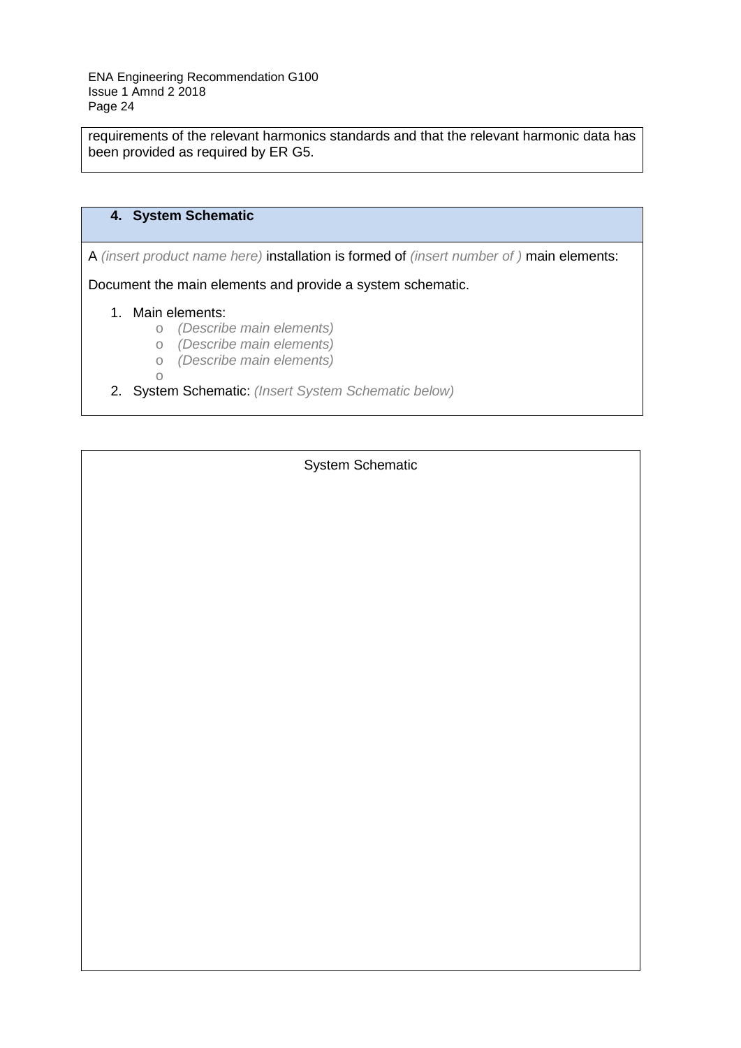requirements of the relevant harmonics standards and that the relevant harmonic data has been provided as required by ER G5.

## 4. System Schematic

A *(insert product name here)* installation is formed of *(insert number of )* main elements:

Document the main elements and provide a system schematic.

1. Main elements:
   - *(Describe main elements)*
   - *(Describe main elements)*
   - *(Describe main elements)*
   - 
2. System Schematic: *(Insert System Schematic below)*

| System Schematic |
| --- |
| |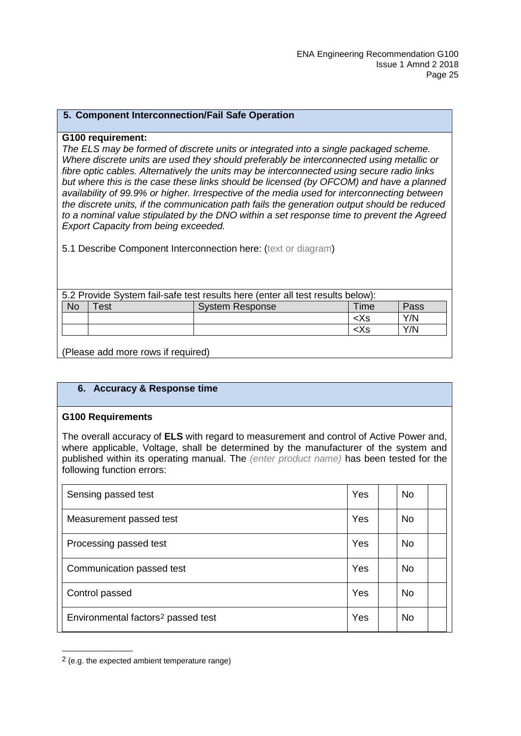## 5. Component Interconnection/Fail Safe Operation

**G100 requirement:**

*The ELS may be formed of discrete units or integrated into a single packaged scheme. Where discrete units are used they should preferably be interconnected using metallic or fibre optic cables. Alternatively the units may be interconnected using secure radio links but where this is the case these links should be licensed (by OFCOM) and have a planned availability of 99.9% or higher. Irrespective of the media used for interconnecting between the discrete units, if the communication path fails the generation output should be reduced to a nominal value stipulated by the DNO within a set response time to prevent the Agreed Export Capacity from being exceeded.*

5.1 Describe Component Interconnection here: (text or diagram)

5.2 Provide System fail-safe test results here (enter all test results below):

| No | Test | System Response | Time | Pass |
|---|---|---|---|---|
| | | | <Xs | Y/N |
| | | | <Xs | Y/N |

(Please add more rows if required)

## 6. Accuracy & Response time

**G100 Requirements**

The overall accuracy of **ELS** with regard to measurement and control of Active Power and, where applicable, Voltage, shall be determined by the manufacturer of the system and published within its operating manual. The *(enter product name)* has been tested for the following function errors:

| | | | | |
|---|---|---|---|---|
| Sensing passed test | Yes | | No | |
| Measurement passed test | Yes | | No | |
| Processing passed test | Yes | | No | |
| Communication passed test | Yes | | No | |
| Control passed | Yes | | No | |
| Environmental factors[2] passed test | Yes | | No | |

[2] (e.g. the expected ambient temperature range)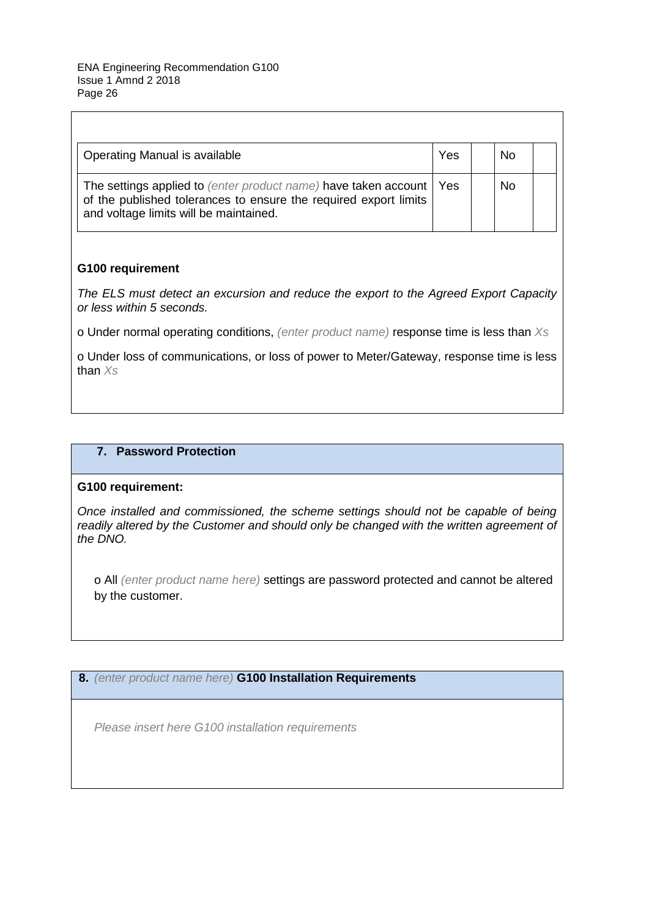| Operating Manual is available | Yes | | No | |
|---|---|---|---|---|
| The settings applied to *(enter product name)* have taken account of the published tolerances to ensure the required export limits and voltage limits will be maintained. | Yes | | No | |

**G100 requirement**

*The ELS must detect an excursion and reduce the export to the Agreed Export Capacity or less within 5 seconds.*

o Under normal operating conditions, *(enter product name)* response time is less than *Xs*

o Under loss of communications, or loss of power to Meter/Gateway, response time is less than *Xs*

## 7. Password Protection

**G100 requirement:**

*Once installed and commissioned, the scheme settings should not be capable of being readily altered by the Customer and should only be changed with the written agreement of the DNO.*

o All *(enter product name here)* settings are password protected and cannot be altered by the customer.

## 8. *(enter product name here)* G100 Installation Requirements

*Please insert here G100 installation requirements*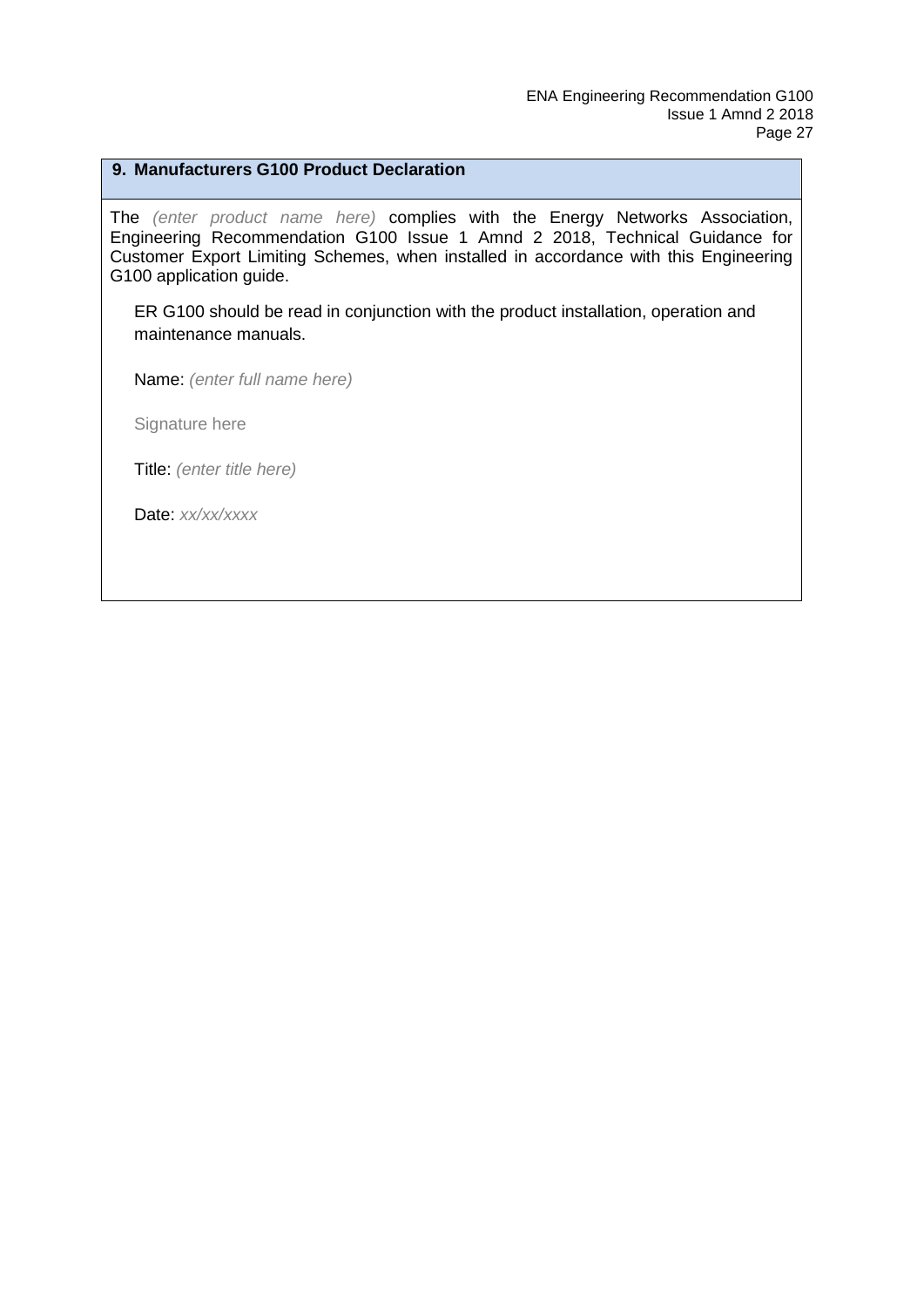## 9. Manufacturers G100 Product Declaration

The *(enter product name here)* complies with the Energy Networks Association, Engineering Recommendation G100 Issue 1 Amnd 2 2018, Technical Guidance for Customer Export Limiting Schemes, when installed in accordance with this Engineering G100 application guide.

ER G100 should be read in conjunction with the product installation, operation and maintenance manuals.

Name: *(enter full name here)*

Signature here

Title: *(enter title here)*

Date: *xx/xx/xxxx*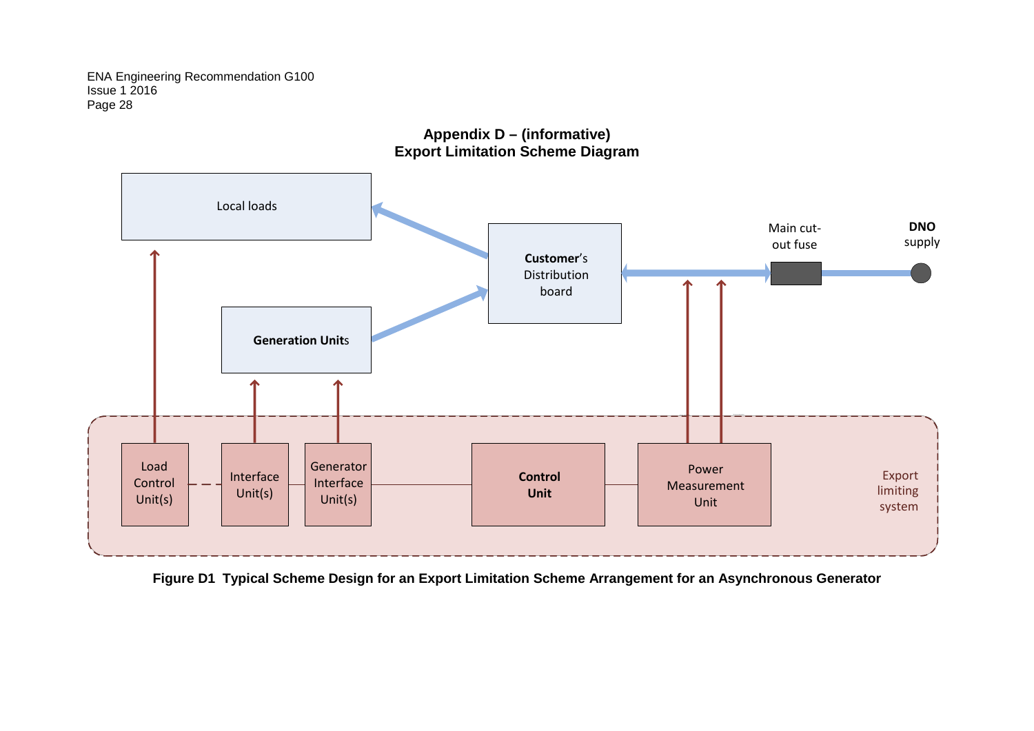## Appendix D – (informative)
## Export Limitation Scheme Diagram

Local loads

Customer's Distribution board

Main cut-out fuse

DNO supply

Generation Units

Load Control Unit(s)

Interface Unit(s)

Generator Interface Unit(s)

Control Unit

Power Measurement Unit

Export limiting system

**Figure D1 Typical Scheme Design for an Export Limitation Scheme Arrangement for an Asynchronous Generator**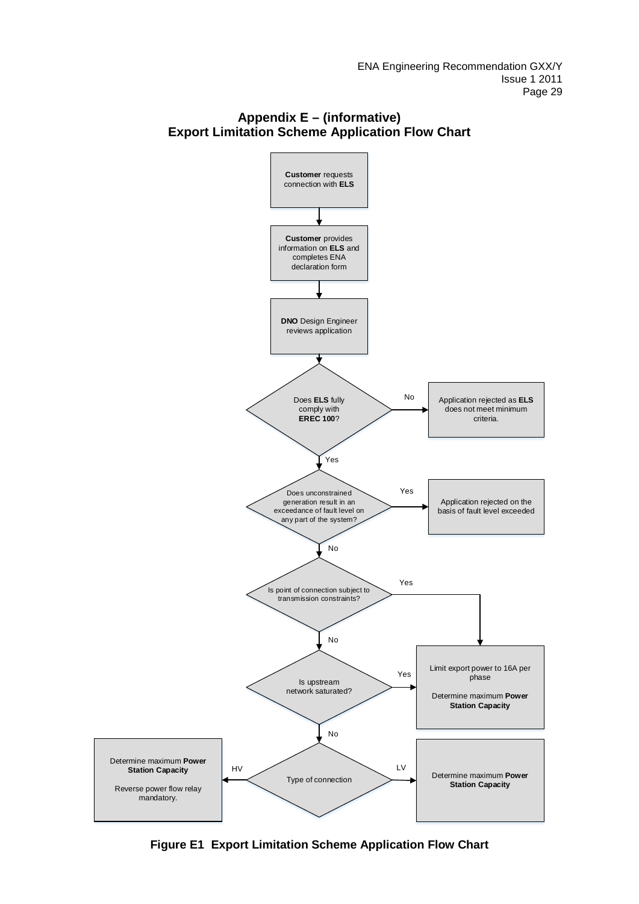## Appendix E – (informative)
## Export Limitation Scheme Application Flow Chart

**Customer** requests connection with **ELS**

**Customer** provides information on **ELS** and completes ENA declaration form

**DNO** Design Engineer reviews application

Does **ELS** fully comply with **EREC 100**?

No

Application rejected as **ELS** does not meet minimum criteria.

Yes

Does unconstrained generation result in an exceedance of fault level on any part of the system?

Yes

Application rejected on the basis of fault level exceeded

No

Is point of connection subject to transmission constraints?

Yes

No

Is upstream network saturated?

Yes

Limit export power to 16A per phase

Determine maximum **Power Station Capacity**

No

Type of connection

HV

Determine maximum **Power Station Capacity**

Reverse power flow relay mandatory.

LV

Determine maximum **Power Station Capacity**

**Figure E1 Export Limitation Scheme Application Flow Chart**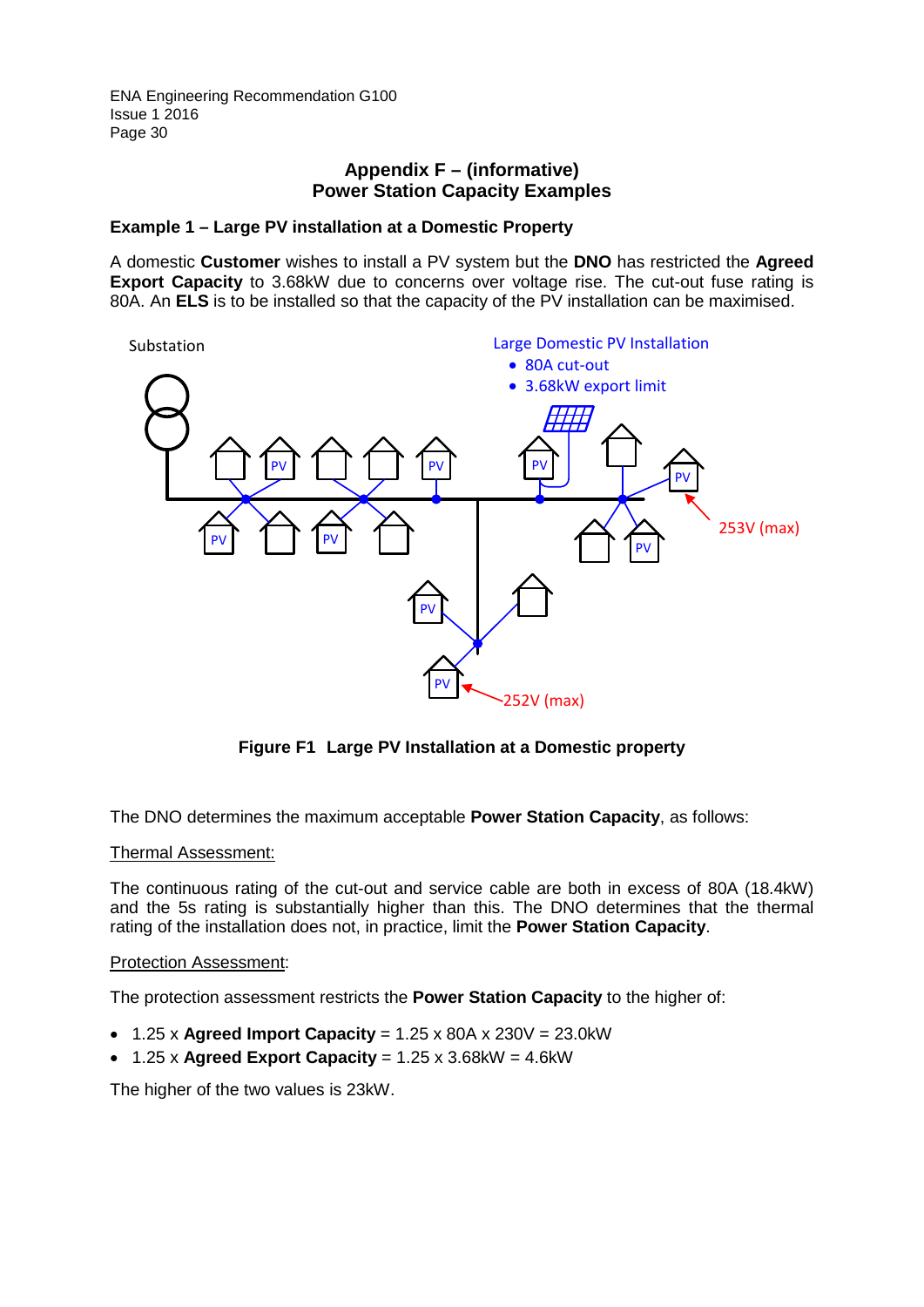## Appendix F – (informative)
## Power Station Capacity Examples

### Example 1 – Large PV installation at a Domestic Property

A domestic **Customer** wishes to install a PV system but the **DNO** has restricted the **Agreed Export Capacity** to 3.68kW due to concerns over voltage rise. The cut-out fuse rating is 80A. An **ELS** is to be installed so that the capacity of the PV installation can be maximised.

Substation

Large Domestic PV Installation
- 80A cut-out
- 3.68kW export limit

PV

253V (max)

252V (max)

**Figure F1 Large PV Installation at a Domestic property**

The DNO determines the maximum acceptable **Power Station Capacity**, as follows:

Thermal Assessment:

The continuous rating of the cut-out and service cable are both in excess of 80A (18.4kW) and the 5s rating is substantially higher than this. The DNO determines that the thermal rating of the installation does not, in practice, limit the **Power Station Capacity**.

Protection Assessment:

The protection assessment restricts the **Power Station Capacity** to the higher of:

- 1.25 x **Agreed Import Capacity** = 1.25 x 80A x 230V = 23.0kW
- 1.25 x **Agreed Export Capacity** = 1.25 x 3.68kW = 4.6kW

The higher of the two values is 23kW.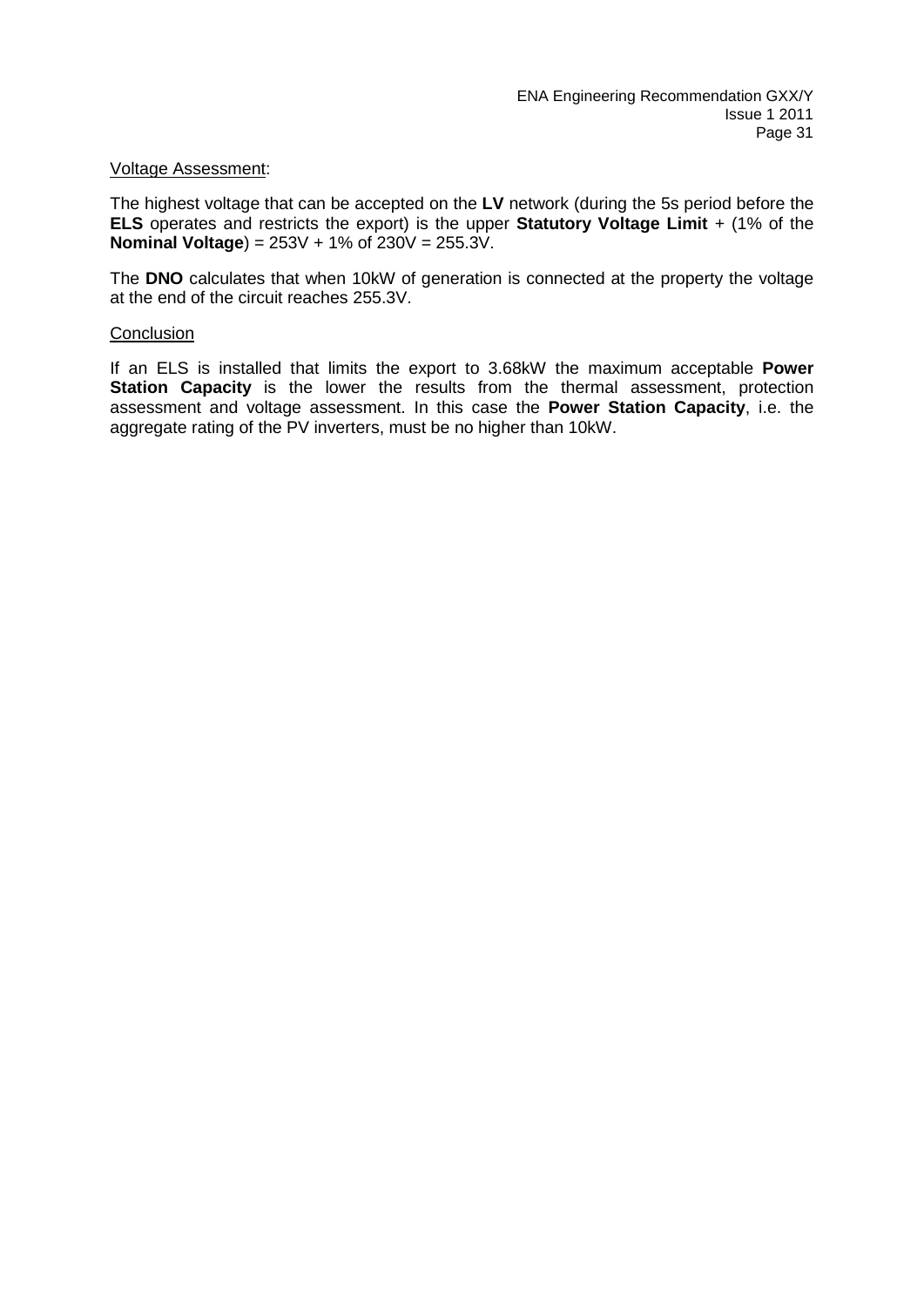Voltage Assessment:

The highest voltage that can be accepted on the **LV** network (during the 5s period before the **ELS** operates and restricts the export) is the upper **Statutory Voltage Limit** + (1% of the **Nominal Voltage**) = 253V + 1% of 230V = 255.3V.

The **DNO** calculates that when 10kW of generation is connected at the property the voltage at the end of the circuit reaches 255.3V.

Conclusion

If an ELS is installed that limits the export to 3.68kW the maximum acceptable **Power Station Capacity** is the lower the results from the thermal assessment, protection assessment and voltage assessment. In this case the **Power Station Capacity**, i.e. the aggregate rating of the PV inverters, must be no higher than 10kW.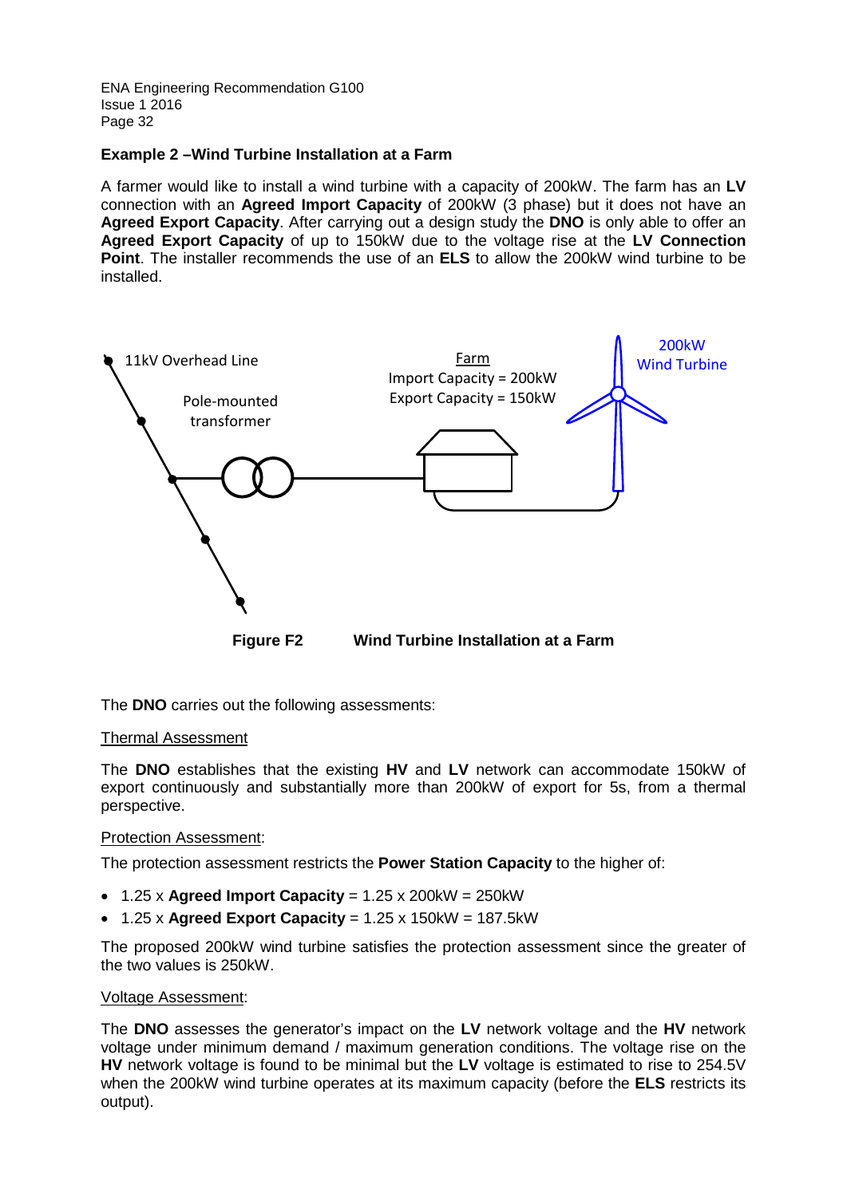**Example 2 –Wind Turbine Installation at a Farm**

A farmer would like to install a wind turbine with a capacity of 200kW. The farm has an **LV** connection with an **Agreed Import Capacity** of 200kW (3 phase) but it does not have an **Agreed Export Capacity**. After carrying out a design study the **DNO** is only able to offer an **Agreed Export Capacity** of up to 150kW due to the voltage rise at the **LV Connection Point**. The installer recommends the use of an **ELS** to allow the 200kW wind turbine to be installed.

11kV Overhead Line

Pole-mounted transformer

Farm
Import Capacity = 200kW
Export Capacity = 150kW

200kW
Wind Turbine

**Figure F2 Wind Turbine Installation at a Farm**

The **DNO** carries out the following assessments:

Thermal Assessment

The **DNO** establishes that the existing **HV** and **LV** network can accommodate 150kW of export continuously and substantially more than 200kW of export for 5s, from a thermal perspective.

Protection Assessment:

The protection assessment restricts the **Power Station Capacity** to the higher of:

- 1.25 x **Agreed Import Capacity** = 1.25 x 200kW = 250kW
- 1.25 x **Agreed Export Capacity** = 1.25 x 150kW = 187.5kW

The proposed 200kW wind turbine satisfies the protection assessment since the greater of the two values is 250kW.

Voltage Assessment:

The **DNO** assesses the generator's impact on the **LV** network voltage and the **HV** network voltage under minimum demand / maximum generation conditions. The voltage rise on the **HV** network voltage is found to be minimal but the **LV** voltage is estimated to rise to 254.5V when the 200kW wind turbine operates at its maximum capacity (before the **ELS** restricts its output).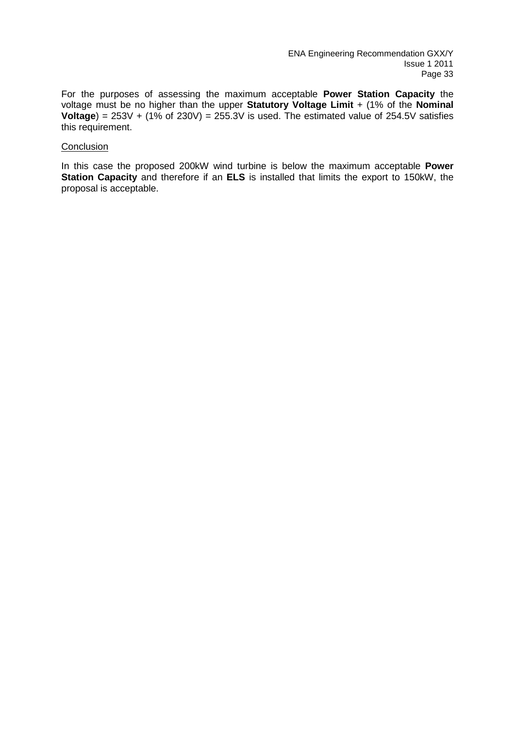For the purposes of assessing the maximum acceptable **Power Station Capacity** the voltage must be no higher than the upper **Statutory Voltage Limit** + (1% of the **Nominal Voltage**) = 253V + (1% of 230V) = 255.3V is used. The estimated value of 254.5V satisfies this requirement.

<u>Conclusion</u>

In this case the proposed 200kW wind turbine is below the maximum acceptable **Power Station Capacity** and therefore if an **ELS** is installed that limits the export to 150kW, the proposal is acceptable.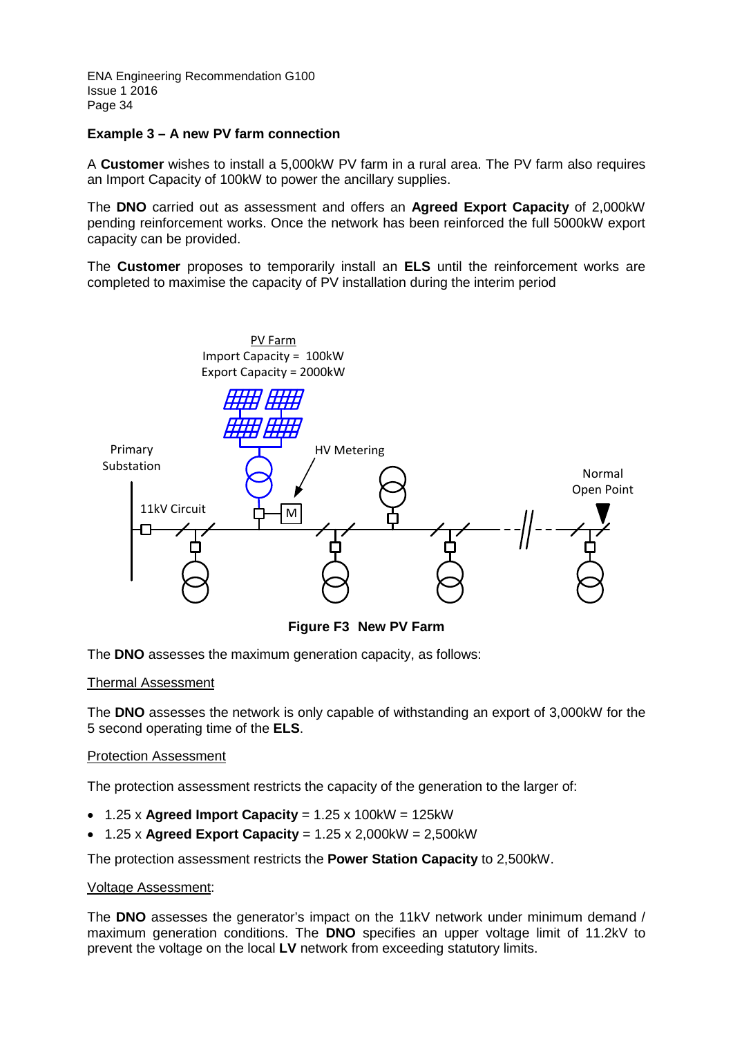**Example 3 – A new PV farm connection**

A **Customer** wishes to install a 5,000kW PV farm in a rural area. The PV farm also requires an Import Capacity of 100kW to power the ancillary supplies.

The **DNO** carried out as assessment and offers an **Agreed Export Capacity** of 2,000kW pending reinforcement works. Once the network has been reinforced the full 5000kW export capacity can be provided.

The **Customer** proposes to temporarily install an **ELS** until the reinforcement works are completed to maximise the capacity of PV installation during the interim period

PV Farm
Import Capacity = 100kW
Export Capacity = 2000kW

Primary Substation

HV Metering

11kV Circuit

M

Normal Open Point

**Figure F3 New PV Farm**

The **DNO** assesses the maximum generation capacity, as follows:

Thermal Assessment

The **DNO** assesses the network is only capable of withstanding an export of 3,000kW for the 5 second operating time of the **ELS**.

Protection Assessment

The protection assessment restricts the capacity of the generation to the larger of:

- 1.25 x **Agreed Import Capacity** = 1.25 x 100kW = 125kW
- 1.25 x **Agreed Export Capacity** = 1.25 x 2,000kW = 2,500kW

The protection assessment restricts the **Power Station Capacity** to 2,500kW.

Voltage Assessment:

The **DNO** assesses the generator's impact on the 11kV network under minimum demand / maximum generation conditions. The **DNO** specifies an upper voltage limit of 11.2kV to prevent the voltage on the local **LV** network from exceeding statutory limits.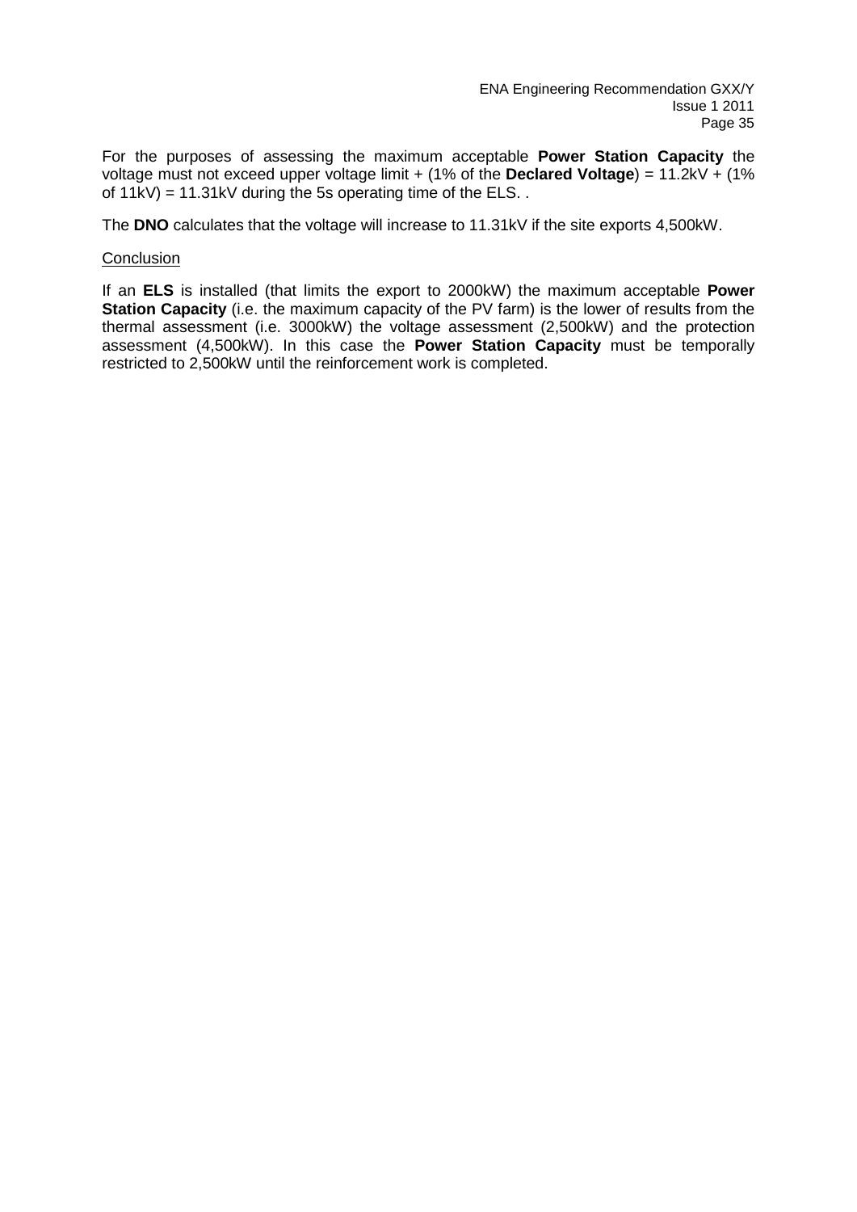For the purposes of assessing the maximum acceptable **Power Station Capacity** the voltage must not exceed upper voltage limit + (1% of the **Declared Voltage**) = 11.2kV + (1% of 11kV) = 11.31kV during the 5s operating time of the ELS. .

The **DNO** calculates that the voltage will increase to 11.31kV if the site exports 4,500kW.

<u>Conclusion</u>

If an **ELS** is installed (that limits the export to 2000kW) the maximum acceptable **Power Station Capacity** (i.e. the maximum capacity of the PV farm) is the lower of results from the thermal assessment (i.e. 3000kW) the voltage assessment (2,500kW) and the protection assessment (4,500kW). In this case the **Power Station Capacity** must be temporally restricted to 2,500kW until the reinforcement work is completed.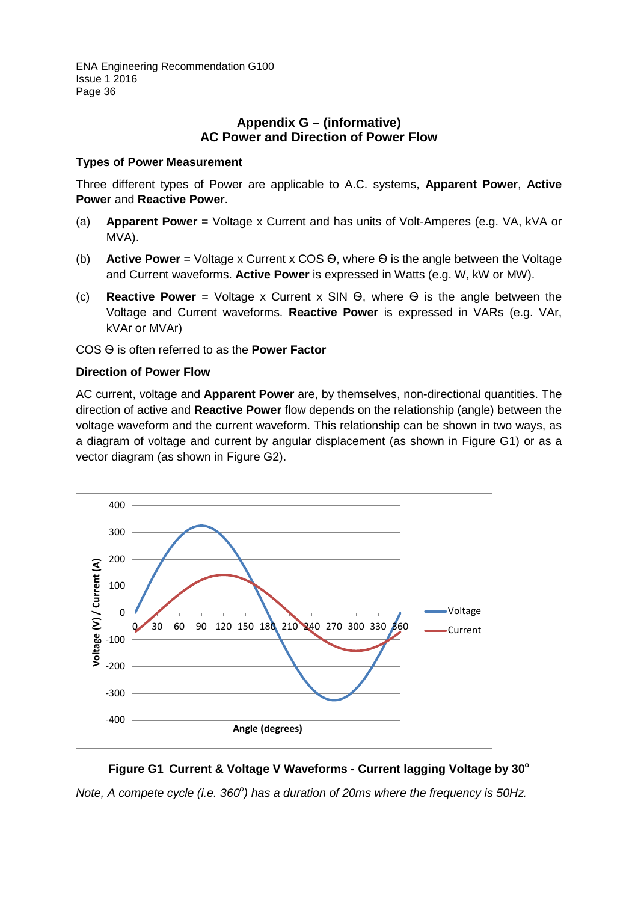## Appendix G – (informative)
## AC Power and Direction of Power Flow

### Types of Power Measurement

Three different types of Power are applicable to A.C. systems, **Apparent Power**, **Active Power** and **Reactive Power**.

(a) **Apparent Power** = Voltage x Current and has units of Volt-Amperes (e.g. VA, kVA or MVA).

(b) **Active Power** = Voltage x Current x COS Ө, where Ө is the angle between the Voltage and Current waveforms. **Active Power** is expressed in Watts (e.g. W, kW or MW).

(c) **Reactive Power** = Voltage x Current x SIN Ө, where Ө is the angle between the Voltage and Current waveforms. **Reactive Power** is expressed in VARs (e.g. VAr, kVAr or MVAr)

COS Ө is often referred to as the **Power Factor**

### Direction of Power Flow

AC current, voltage and **Apparent Power** are, by themselves, non-directional quantities. The direction of active and **Reactive Power** flow depends on the relationship (angle) between the voltage waveform and the current waveform. This relationship can be shown in two ways, as a diagram of voltage and current by angular displacement (as shown in Figure G1) or as a vector diagram (as shown in Figure G2).

400
300
200
100
0
-100
-200
-300
-400

Voltage (V) / Current (A)

0 30 60 90 120 150 180 210 240 270 300 330 360

Angle (degrees)

Voltage
Current

**Figure G1 Current & Voltage V Waveforms - Current lagging Voltage by 30°**

*Note, A compete cycle (i.e. 360°) has a duration of 20ms where the frequency is 50Hz.*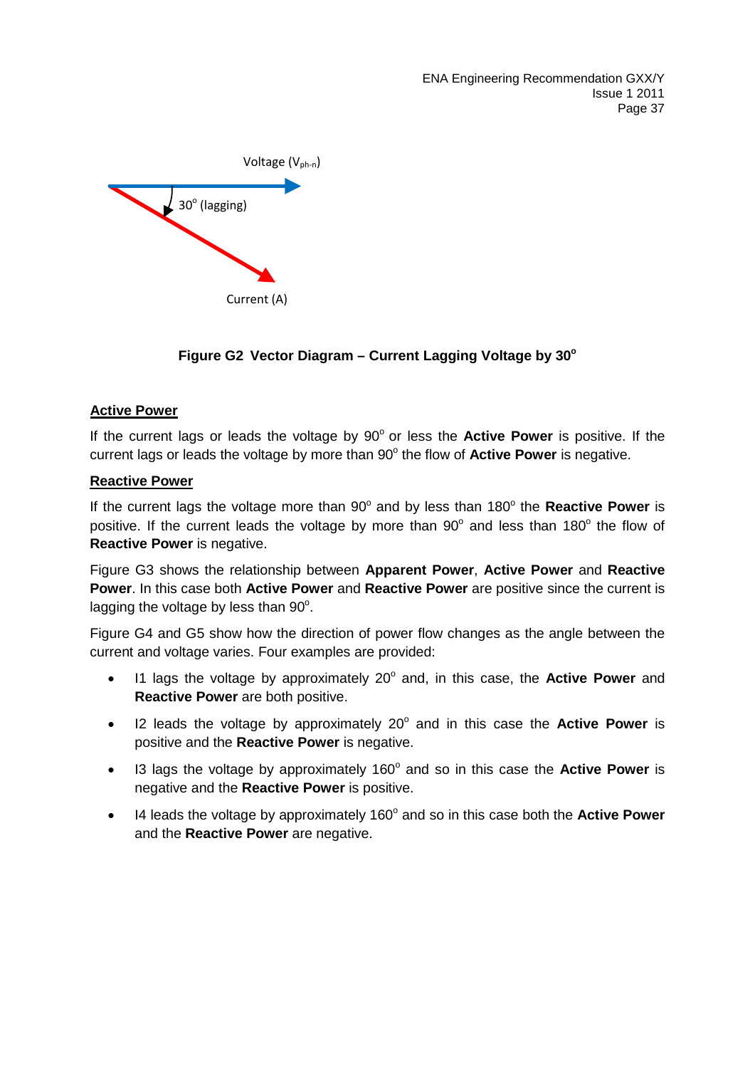Voltage ($V_{ph-n}$)

30° (lagging)

Current (A)

**Figure G2 Vector Diagram – Current Lagging Voltage by 30°**

**Active Power**

If the current lags or leads the voltage by 90° or less the **Active Power** is positive. If the current lags or leads the voltage by more than 90° the flow of **Active Power** is negative.

**Reactive Power**

If the current lags the voltage more than 90° and by less than 180° the **Reactive Power** is positive. If the current leads the voltage by more than 90° and less than 180° the flow of **Reactive Power** is negative.

Figure G3 shows the relationship between **Apparent Power**, **Active Power** and **Reactive Power**. In this case both **Active Power** and **Reactive Power** are positive since the current is lagging the voltage by less than 90°.

Figure G4 and G5 show how the direction of power flow changes as the angle between the current and voltage varies. Four examples are provided:

- I1 lags the voltage by approximately 20° and, in this case, the **Active Power** and **Reactive Power** are both positive.
- I2 leads the voltage by approximately 20° and in this case the **Active Power** is positive and the **Reactive Power** is negative.
- I3 lags the voltage by approximately 160° and so in this case the **Active Power** is negative and the **Reactive Power** is positive.
- I4 leads the voltage by approximately 160° and so in this case both the **Active Power** and the **Reactive Power** are negative.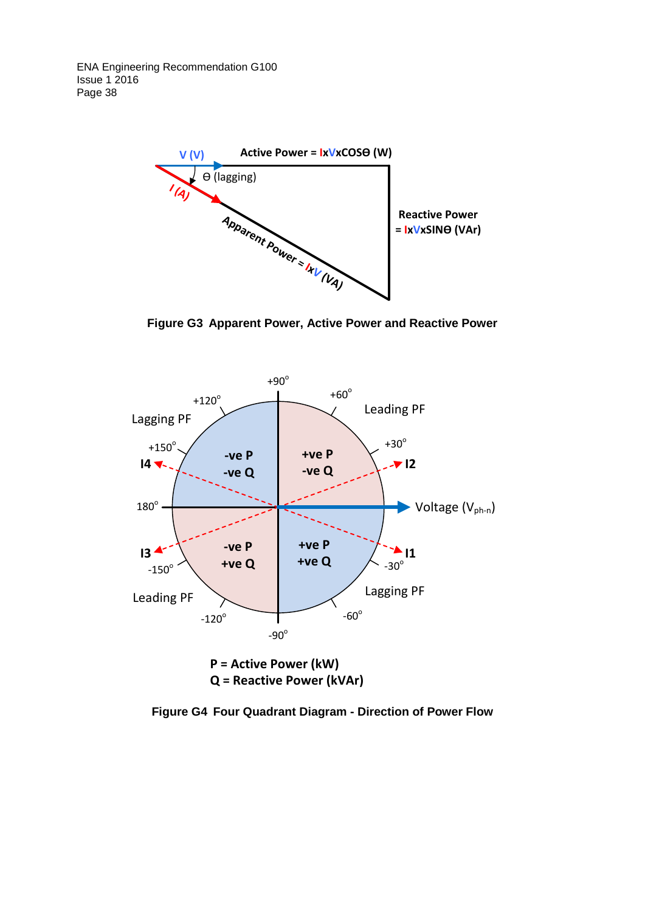Figure G3 Apparent Power, Active Power and Reactive Power

Figure G4 Four Quadrant Diagram - Direction of Power Flow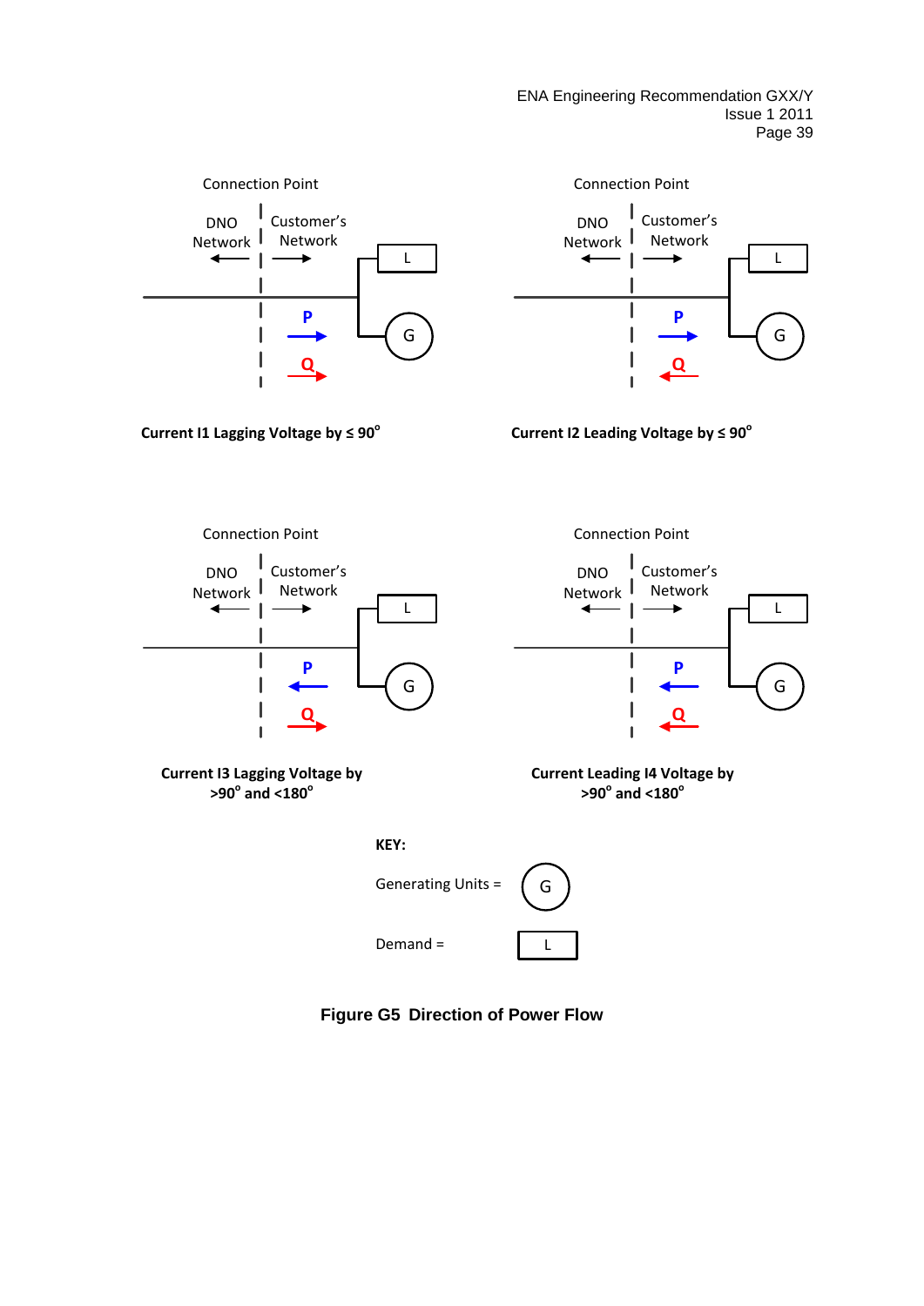Connection Point

DNO Network

Customer's Network

L

G

P

Q

Current I1 Lagging Voltage by ≤ 90°

Connection Point

DNO Network

Customer's Network

L

G

P

Q

Current I2 Leading Voltage by ≤ 90°

Connection Point

DNO Network

Customer's Network

L

G

P

Q

Current I3 Lagging Voltage by >90° and <180°

Connection Point

DNO Network

Customer's Network

L

G

P

Q

Current Leading I4 Voltage by >90° and <180°

KEY:

Generating Units = G

Demand = L

**Figure G5 Direction of Power Flow**